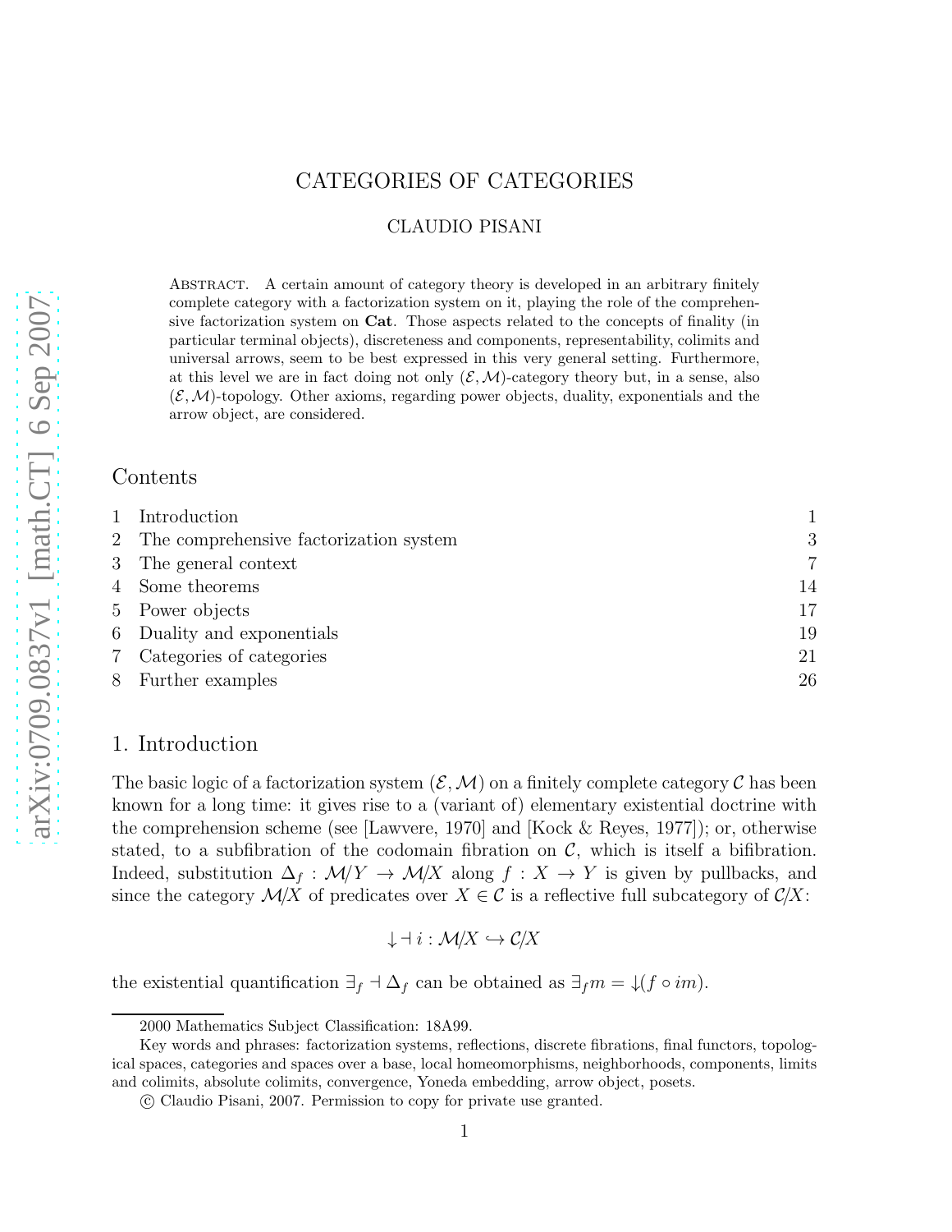# CATEGORIES OF CATEGORIES

CLAUDIO PISANI

Abstract. A certain amount of category theory is developed in an arbitrary finitely complete category with a factorization system on it, playing the role of the comprehensive factorization system on **Cat**. Those aspects related to the concepts of finality (in particular terminal objects), discreteness and components, representability, colimits and universal arrows, seem to be best expressed in this very general setting. Furthermore, at this level we are in fact doing not only $(\mathcal{E}, \mathcal{M})$-category theory but, in a sense, also $(\mathcal{E}, \mathcal{M})$-topology. Other axioms, regarding power objects, duality, exponentials and the arrow object, are considered.

## Contents

| | | |
|---|---|---|
| 1 | Introduction | 1 |
| 2 | The comprehensive factorization system | 3 |
| 3 | The general context | 7 |
| 4 | Some theorems | 14 |
| 5 | Power objects | 17 |
| 6 | Duality and exponentials | 19 |
| 7 | Categories of categories | 21 |
| 8 | Further examples | 26 |

## 1. Introduction

The basic logic of a factorization system $(\mathcal{E}, \mathcal{M})$ on a finitely complete category $\mathcal{C}$ has been known for a long time: it gives rise to a (variant of) elementary existential doctrine with the comprehension scheme (see [Lawvere, 1970] and [Kock & Reyes, 1977]); or, otherwise stated, to a subfibration of the codomain fibration on $\mathcal{C}$, which is itself a bifibration. Indeed, substitution $\Delta_f : \mathcal{M}/Y \to \mathcal{M}/X$ along $f : X \to Y$ is given by pullbacks, and since the category $\mathcal{M}/X$ of predicates over $X \in \mathcal{C}$ is a reflective full subcategory of $\mathcal{C}/X$:

$$\downarrow \dashv i : \mathcal{M}/X \hookrightarrow \mathcal{C}/X$$

the existential quantification $\exists_f \dashv \Delta_f$ can be obtained as $\exists_f m = \downarrow(f \circ im)$.

2000 Mathematics Subject Classification: 18A99.

Key words and phrases: factorization systems, reflections, discrete fibrations, final functors, topological spaces, categories and spaces over a base, local homeomorphisms, neighborhoods, components, limits and colimits, absolute colimits, convergence, Yoneda embedding, arrow object, posets.

© Claudio Pisani, 2007. Permission to copy for private use granted.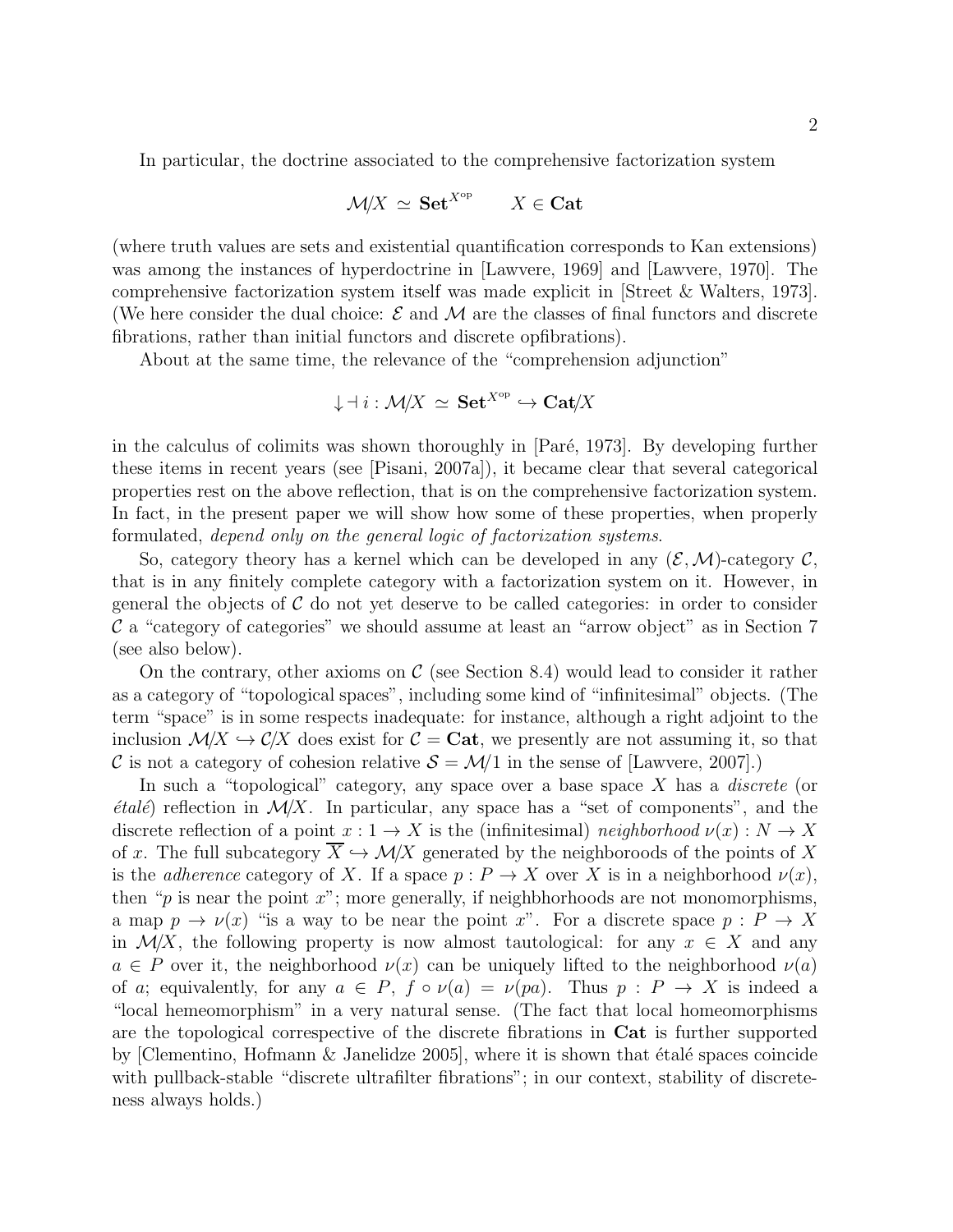In particular, the doctrine associated to the comprehensive factorization system

$$\mathcal{M}/X \simeq \mathbf{Set}^{X^{\mathrm{op}}} \qquad X \in \mathbf{Cat}$$

(where truth values are sets and existential quantification corresponds to Kan extensions) was among the instances of hyperdoctrine in [Lawvere, 1969] and [Lawvere, 1970]. The comprehensive factorization system itself was made explicit in [Street & Walters, 1973]. (We here consider the dual choice: $\mathcal{E}$ and $\mathcal{M}$ are the classes of final functors and discrete fibrations, rather than initial functors and discrete opfibrations).

About at the same time, the relevance of the "comprehension adjunction"

$$\downarrow \dashv i : \mathcal{M}/X \simeq \mathbf{Set}^{X^{\mathrm{op}}} \hookrightarrow \mathbf{Cat}/X$$

in the calculus of colimits was shown thoroughly in [Paré, 1973]. By developing further these items in recent years (see [Pisani, 2007a]), it became clear that several categorical properties rest on the above reflection, that is on the comprehensive factorization system. In fact, in the present paper we will show how some of these properties, when properly formulated, *depend only on the general logic of factorization systems*.

So, category theory has a kernel which can be developed in any $(\mathcal{E}, \mathcal{M})$-category $\mathcal{C}$, that is in any finitely complete category with a factorization system on it. However, in general the objects of $\mathcal{C}$ do not yet deserve to be called categories: in order to consider $\mathcal{C}$ a "category of categories" we should assume at least an "arrow object" as in Section 7 (see also below).

On the contrary, other axioms on $\mathcal{C}$ (see Section 8.4) would lead to consider it rather as a category of "topological spaces", including some kind of "infinitesimal" objects. (The term "space" is in some respects inadequate: for instance, although a right adjoint to the inclusion $\mathcal{M}/X \hookrightarrow \mathcal{C}/X$ does exist for $\mathcal{C} = \mathbf{Cat}$, we presently are not assuming it, so that $\mathcal{C}$ is not a category of cohesion relative $\mathcal{S} = \mathcal{M}/1$ in the sense of [Lawvere, 2007].)

In such a "topological" category, any space over a base space $X$ has a *discrete* (or *étalé*) reflection in $\mathcal{M}/X$. In particular, any space has a "set of components", and the discrete reflection of a point $x : 1 \to X$ is the (infinitesimal) *neighborhood* $\nu(x) : N \to X$ of $x$. The full subcategory $\overline{X} \hookrightarrow \mathcal{M}/X$ generated by the neighboroods of the points of $X$ is the *adherence* category of $X$. If a space $p : P \to X$ over $X$ is in a neighborhood $\nu(x)$, then "$p$ is near the point $x$"; more generally, if neighbhorhoods are not monomorphisms, a map $p \to \nu(x)$ "is a way to be near the point $x$". For a discrete space $p : P \to X$ in $\mathcal{M}/X$, the following property is now almost tautological: for any $x \in X$ and any $a \in P$ over it, the neighborhood $\nu(x)$ can be uniquely lifted to the neighborhood $\nu(a)$ of $a$; equivalently, for any $a \in P$, $f \circ \nu(a) = \nu(pa)$. Thus $p : P \to X$ is indeed a "local hemeomorphism" in a very natural sense. (The fact that local homeomorphisms are the topological correspective of the discrete fibrations in $\mathbf{Cat}$ is further supported by [Clementino, Hofmann & Janelidze 2005], where it is shown that étalé spaces coincide with pullback-stable "discrete ultrafilter fibrations"; in our context, stability of discreteness always holds.)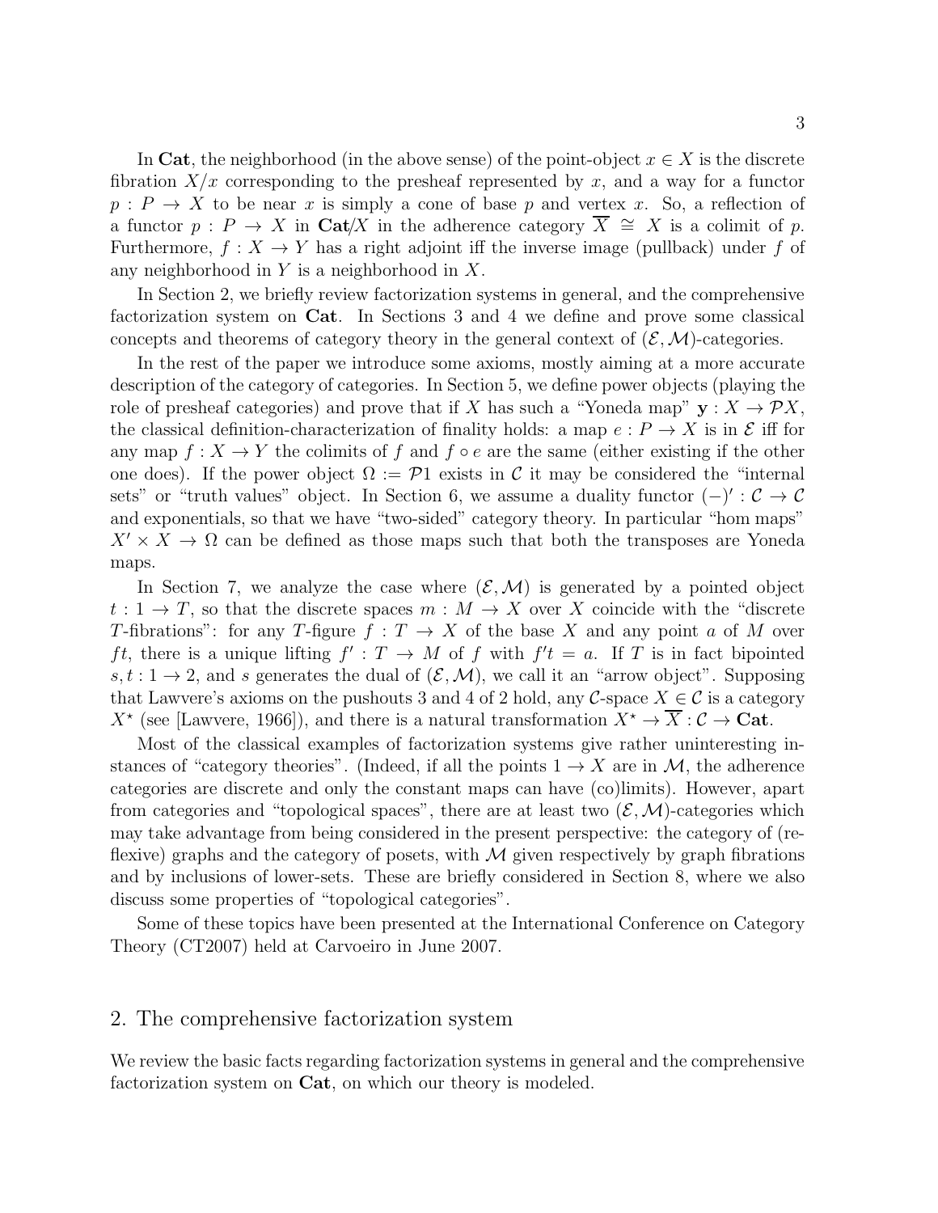In **Cat**, the neighborhood (in the above sense) of the point-object $x \in X$ is the discrete fibration $X/x$ corresponding to the presheaf represented by $x$, and a way for a functor $p : P \to X$ to be near $x$ is simply a cone of base $p$ and vertex $x$. So, a reflection of a functor $p : P \to X$ in **Cat**/$X$ in the adherence category $\overline{X} \cong X$ is a colimit of $p$. Furthermore, $f : X \to Y$ has a right adjoint iff the inverse image (pullback) under $f$ of any neighborhood in $Y$ is a neighborhood in $X$.

In Section 2, we briefly review factorization systems in general, and the comprehensive factorization system on **Cat**. In Sections 3 and 4 we define and prove some classical concepts and theorems of category theory in the general context of $(\mathcal{E}, \mathcal{M})$-categories.

In the rest of the paper we introduce some axioms, mostly aiming at a more accurate description of the category of categories. In Section 5, we define power objects (playing the role of presheaf categories) and prove that if $X$ has such a "Yoneda map" $\mathbf{y} : X \to \mathcal{P}X$, the classical definition-characterization of finality holds: a map $e : P \to X$ is in $\mathcal{E}$ iff for any map $f : X \to Y$ the colimits of $f$ and $f \circ e$ are the same (either existing if the other one does). If the power object $\Omega := \mathcal{P}1$ exists in $\mathcal{C}$ it may be considered the "internal sets" or "truth values" object. In Section 6, we assume a duality functor $(-)' : \mathcal{C} \to \mathcal{C}$ and exponentials, so that we have "two-sided" category theory. In particular "hom maps" $X' \times X \to \Omega$ can be defined as those maps such that both the transposes are Yoneda maps.

In Section 7, we analyze the case where $(\mathcal{E}, \mathcal{M})$ is generated by a pointed object $t : 1 \to T$, so that the discrete spaces $m : M \to X$ over $X$ coincide with the "discrete $T$-fibrations": for any $T$-figure $f : T \to X$ of the base $X$ and any point $a$ of $M$ over $ft$, there is a unique lifting $f' : T \to M$ of $f$ with $f't = a$. If $T$ is in fact bipointed $s, t : 1 \to 2$, and $s$ generates the dual of $(\mathcal{E}, \mathcal{M})$, we call it an "arrow object". Supposing that Lawvere's axioms on the pushouts 3 and 4 of 2 hold, any $\mathcal{C}$-space $X \in \mathcal{C}$ is a category $X^\star$ (see [Lawvere, 1966]), and there is a natural transformation $X^\star \to \overline{X} : \mathcal{C} \to \mathbf{Cat}$.

Most of the classical examples of factorization systems give rather uninteresting instances of "category theories". (Indeed, if all the points $1 \to X$ are in $\mathcal{M}$, the adherence categories are discrete and only the constant maps can have (co)limits). However, apart from categories and "topological spaces", there are at least two $(\mathcal{E}, \mathcal{M})$-categories which may take advantage from being considered in the present perspective: the category of (reflexive) graphs and the category of posets, with $\mathcal{M}$ given respectively by graph fibrations and by inclusions of lower-sets. These are briefly considered in Section 8, where we also discuss some properties of "topological categories".

Some of these topics have been presented at the International Conference on Category Theory (CT2007) held at Carvoeiro in June 2007.

## 2. The comprehensive factorization system

We review the basic facts regarding factorization systems in general and the comprehensive factorization system on **Cat**, on which our theory is modeled.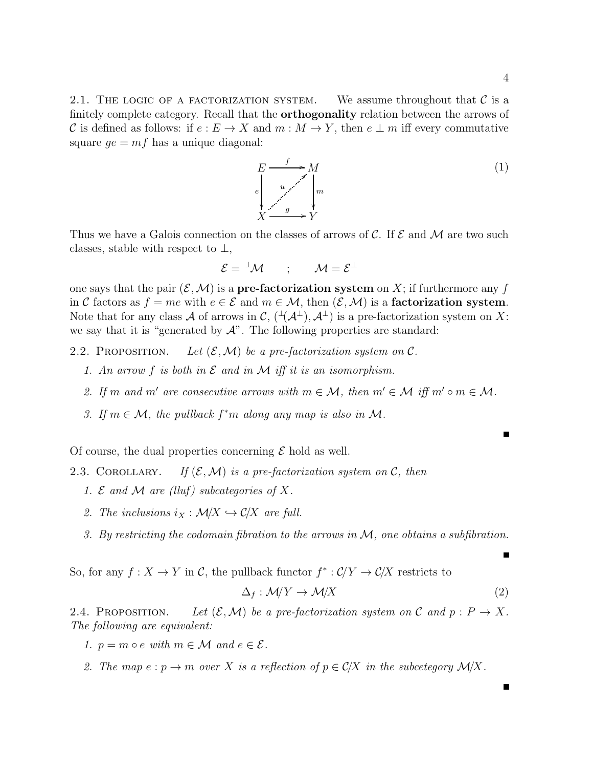2.1. The logic of a factorization system. We assume throughout that $\mathcal{C}$ is a finitely complete category. Recall that the **orthogonality** relation between the arrows of $\mathcal{C}$ is defined as follows: if $e : E \to X$ and $m : M \to Y$, then $e \perp m$ iff every commutative square $ge = mf$ has a unique diagonal:

$$\begin{array}{ccc} E & \xrightarrow{f} & M \\ {\scriptstyle e}\downarrow & \overset{u}{\nearrow} & \downarrow{\scriptstyle m} \\ X & \xrightarrow{g} & Y \end{array} \tag{1}$$

Thus we have a Galois connection on the classes of arrows of $\mathcal{C}$. If $\mathcal{E}$ and $\mathcal{M}$ are two such classes, stable with respect to $\perp$,

$$\mathcal{E} = {}^{\perp}\mathcal{M} \qquad ; \qquad \mathcal{M} = \mathcal{E}^{\perp}$$

one says that the pair $(\mathcal{E}, \mathcal{M})$ is a **pre-factorization system** on $X$; if furthermore any $f$ in $\mathcal{C}$ factors as $f = me$ with $e \in \mathcal{E}$ and $m \in \mathcal{M}$, then $(\mathcal{E}, \mathcal{M})$ is a **factorization system**. Note that for any class $\mathcal{A}$ of arrows in $\mathcal{C}$, $({}^{\perp}(\mathcal{A}^{\perp}), \mathcal{A}^{\perp})$ is a pre-factorization system on $X$: we say that it is "generated by $\mathcal{A}$". The following properties are standard:

2.2. Proposition. *Let $(\mathcal{E}, \mathcal{M})$ be a pre-factorization system on $\mathcal{C}$.*

1. *An arrow $f$ is both in $\mathcal{E}$ and in $\mathcal{M}$ iff it is an isomorphism.*
2. *If $m$ and $m'$ are consecutive arrows with $m \in \mathcal{M}$, then $m' \in \mathcal{M}$ iff $m' \circ m \in \mathcal{M}$.*
3. *If $m \in \mathcal{M}$, the pullback $f^*m$ along any map is also in $\mathcal{M}$.*

■

Of course, the dual properties concerning $\mathcal{E}$ hold as well.

2.3. Corollary. *If $(\mathcal{E}, \mathcal{M})$ is a pre-factorization system on $\mathcal{C}$, then*

1. *$\mathcal{E}$ and $\mathcal{M}$ are (lluf) subcategories of $X$.*
2. *The inclusions $i_X : \mathcal{M}/X \hookrightarrow \mathcal{C}/X$ are full.*
3. *By restricting the codomain fibration to the arrows in $\mathcal{M}$, one obtains a subfibration.*

■

So, for any $f : X \to Y$ in $\mathcal{C}$, the pullback functor $f^* : \mathcal{C}/Y \to \mathcal{C}/X$ restricts to

$$\Delta_f : \mathcal{M}/Y \to \mathcal{M}/X \tag{2}$$

2.4. Proposition. *Let $(\mathcal{E}, \mathcal{M})$ be a pre-factorization system on $\mathcal{C}$ and $p : P \to X$. The following are equivalent:*

1. *$p = m \circ e$ with $m \in \mathcal{M}$ and $e \in \mathcal{E}$.*
2. *The map $e : p \to m$ over $X$ is a reflection of $p \in \mathcal{C}/X$ in the subcetegory $\mathcal{M}/X$.*

■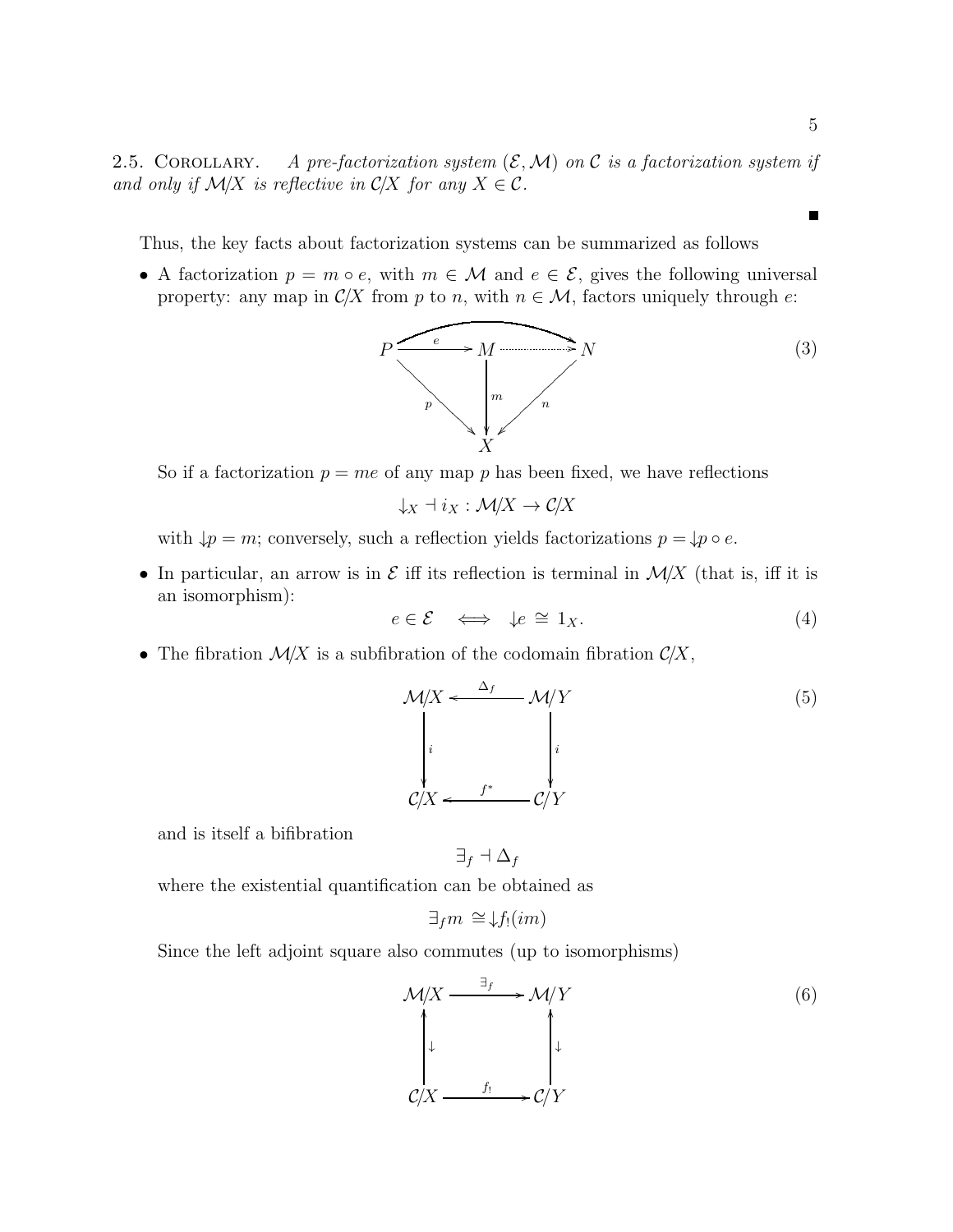2.5. Corollary. *A pre-factorization system $(\mathcal{E}, \mathcal{M})$ on $\mathcal{C}$ is a factorization system if and only if $\mathcal{M}/X$ is reflective in $\mathcal{C}/X$ for any $X \in \mathcal{C}$.*

■

Thus, the key facts about factorization systems can be summarized as follows

- A factorization $p = m \circ e$, with $m \in \mathcal{M}$ and $e \in \mathcal{E}$, gives the following universal property: any map in $\mathcal{C}/X$ from $p$ to $n$, with $n \in \mathcal{M}$, factors uniquely through $e$:

$$\begin{array}{ccccc} P & \xrightarrow{e} & M & \dashrightarrow & N \\ & \searrow_{p} & \downarrow{\scriptstyle m} & \swarrow_{n} & \\ & & X & & \end{array} \tag{3}$$

  So if a factorization $p = me$ of any map $p$ has been fixed, we have reflections

$$\downarrow_X \dashv i_X : \mathcal{M}/X \to \mathcal{C}/X$$

  with $\downarrow p = m$; conversely, such a reflection yields factorizations $p = \downarrow p \circ e$.

- In particular, an arrow is in $\mathcal{E}$ iff its reflection is terminal in $\mathcal{M}/X$ (that is, iff it is an isomorphism):

$$e \in \mathcal{E} \iff \downarrow e \cong 1_X. \tag{4}$$

- The fibration $\mathcal{M}/X$ is a subfibration of the codomain fibration $\mathcal{C}/X$,

$$\begin{array}{ccc} \mathcal{M}/X & \xleftarrow{\Delta_f} & \mathcal{M}/Y \\ \downarrow{\scriptstyle i} & & \downarrow{\scriptstyle i} \\ \mathcal{C}/X & \xleftarrow{f^*} & \mathcal{C}/Y \end{array} \tag{5}$$

  and is itself a bifibration

$$\exists_f \dashv \Delta_f$$

  where the existential quantification can be obtained as

$$\exists_f m \cong \downarrow f_!(im)$$

  Since the left adjoint square also commutes (up to isomorphisms)

$$\begin{array}{ccc} \mathcal{M}/X & \xrightarrow{\exists_f} & \mathcal{M}/Y \\ \uparrow{\scriptstyle \downarrow} & & \uparrow{\scriptstyle \downarrow} \\ \mathcal{C}/X & \xrightarrow{f_!} & \mathcal{C}/Y \end{array} \tag{6}$$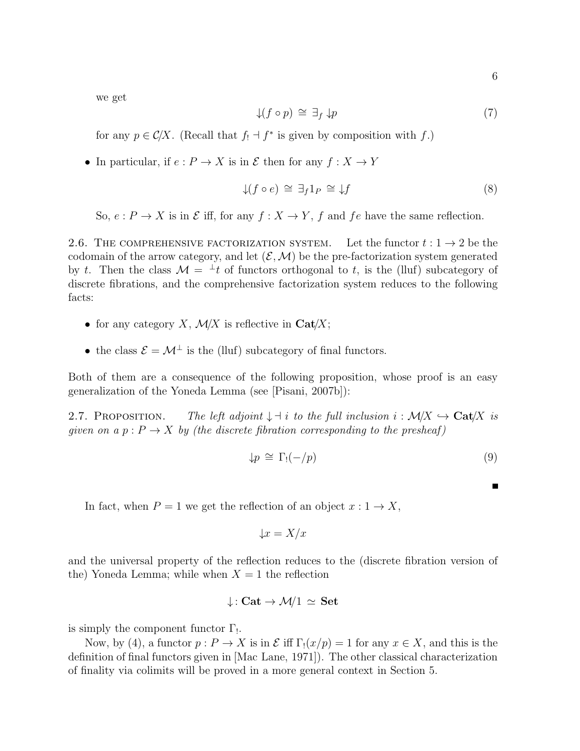we get

$$\downarrow(f \circ p) \;\cong\; \exists_f \downarrow p \tag{7}$$

for any $p \in \mathcal{C}/X$. (Recall that $f_! \dashv f^*$ is given by composition with $f$.)

- In particular, if $e : P \to X$ is in $\mathcal{E}$ then for any $f : X \to Y$

$$\downarrow(f \circ e) \;\cong\; \exists_f 1_P \;\cong\; \downarrow f \tag{8}$$

So, $e : P \to X$ is in $\mathcal{E}$ iff, for any $f : X \to Y$, $f$ and $fe$ have the same reflection.

2.6. The comprehensive factorization system. Let the functor $t : 1 \to 2$ be the codomain of the arrow category, and let $(\mathcal{E}, \mathcal{M})$ be the pre-factorization system generated by $t$. Then the class $\mathcal{M} = {}^{\perp}t$ of functors orthogonal to $t$, is the (lluf) subcategory of discrete fibrations, and the comprehensive factorization system reduces to the following facts:

- for any category $X$, $\mathcal{M}/X$ is reflective in $\mathbf{Cat}/X$;
- the class $\mathcal{E} = \mathcal{M}^{\perp}$ is the (lluf) subcategory of final functors.

Both of them are a consequence of the following proposition, whose proof is an easy generalization of the Yoneda Lemma (see [Pisani, 2007b]):

2.7. Proposition. *The left adjoint $\downarrow \dashv i$ to the full inclusion $i : \mathcal{M}/X \hookrightarrow \mathbf{Cat}/X$ is given on a $p : P \to X$ by (the discrete fibration corresponding to the presheaf)*

$$\downarrow p \;\cong\; \Gamma_!(-/p) \tag{9}$$

∎

In fact, when $P = 1$ we get the reflection of an object $x : 1 \to X$,

$$\downarrow x = X/x$$

and the universal property of the reflection reduces to the (discrete fibration version of the) Yoneda Lemma; while when $X = 1$ the reflection

$$\downarrow : \mathbf{Cat} \to \mathcal{M}/1 \;\simeq\; \mathbf{Set}$$

is simply the component functor $\Gamma_!$.

Now, by (4), a functor $p : P \to X$ is in $\mathcal{E}$ iff $\Gamma_!(x/p) = 1$ for any $x \in X$, and this is the definition of final functors given in [Mac Lane, 1971]). The other classical characterization of finality via colimits will be proved in a more general context in Section 5.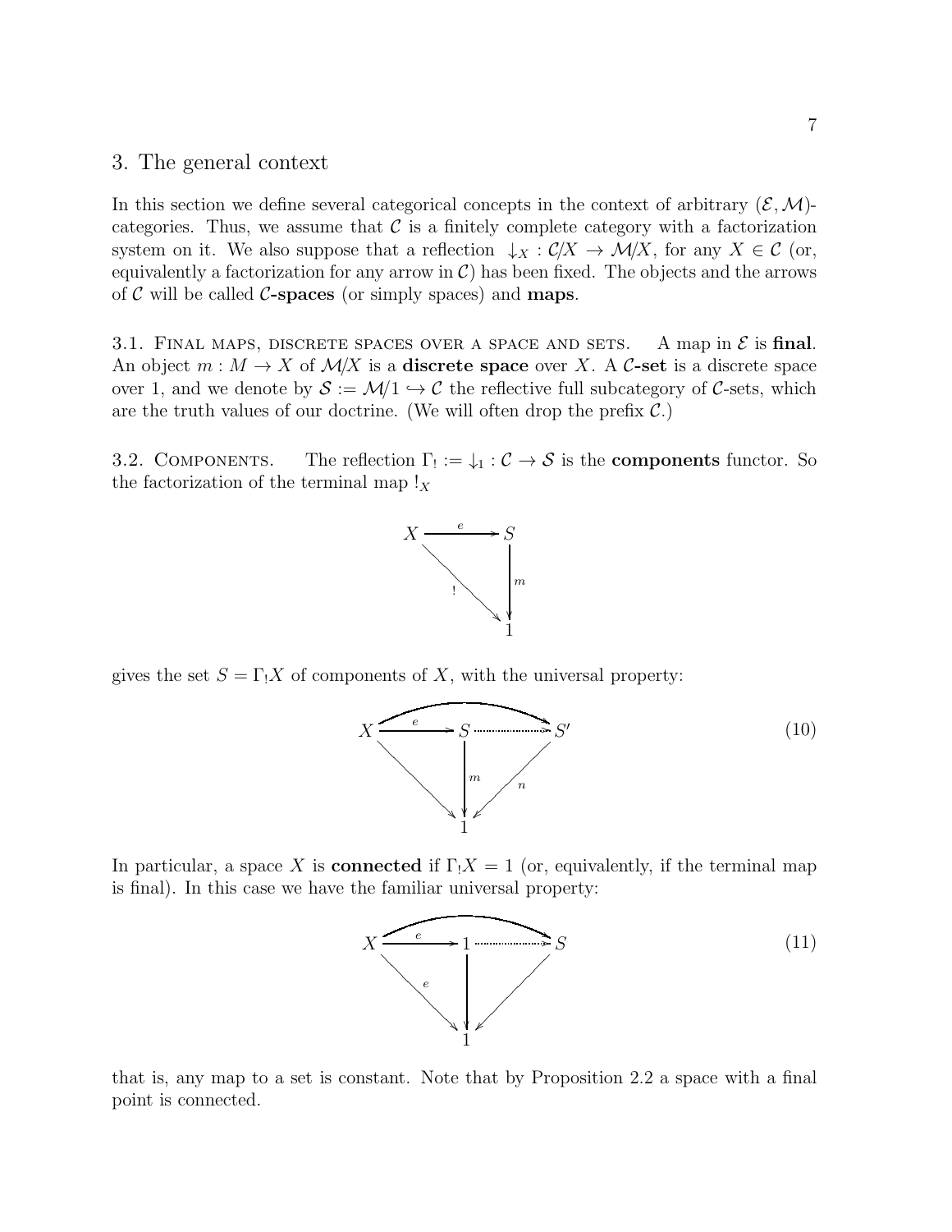## 3. The general context

In this section we define several categorical concepts in the context of arbitrary $(\mathcal{E}, \mathcal{M})$-categories. Thus, we assume that $\mathcal{C}$ is a finitely complete category with a factorization system on it. We also suppose that a reflection $\downarrow_X : \mathcal{C}/X \to \mathcal{M}/X$, for any $X \in \mathcal{C}$ (or, equivalently a factorization for any arrow in $\mathcal{C}$) has been fixed. The objects and the arrows of $\mathcal{C}$ will be called **$\mathcal{C}$-spaces** (or simply spaces) and **maps**.

3.1. Final maps, discrete spaces over a space and sets. A map in $\mathcal{E}$ is **final**. An object $m : M \to X$ of $\mathcal{M}/X$ is a **discrete space** over $X$. A **$\mathcal{C}$-set** is a discrete space over 1, and we denote by $\mathcal{S} := \mathcal{M}/1 \hookrightarrow \mathcal{C}$ the reflective full subcategory of $\mathcal{C}$-sets, which are the truth values of our doctrine. (We will often drop the prefix $\mathcal{C}$.)

3.2. Components. The reflection $\Gamma_! := \downarrow_1 : \mathcal{C} \to \mathcal{S}$ is the **components** functor. So the factorization of the terminal map $!_X$

$$\begin{array}{ccc} X & \xrightarrow{e} & S \\ & \searrow^{!} & \downarrow{m} \\ & & 1 \end{array}$$

gives the set $S = \Gamma_! X$ of components of $X$, with the universal property:

$$\begin{array}{ccccc} X & \xrightarrow{e} & S & \dashrightarrow & S' \\ & \searrow & \downarrow{m} & \swarrow{n} & \\ & & 1 & & \end{array} \qquad (10)$$

(with a curved arrow $X \to S'$ over the top)

In particular, a space $X$ is **connected** if $\Gamma_! X = 1$ (or, equivalently, if the terminal map is final). In this case we have the familiar universal property:

$$\begin{array}{ccccc} X & \xrightarrow{e} & 1 & \dashrightarrow & S \\ & \searrow^{e} & \downarrow & \swarrow & \\ & & 1 & & \end{array} \qquad (11)$$

(with a curved arrow $X \to S$ over the top)

that is, any map to a set is constant. Note that by Proposition 2.2 a space with a final point is connected.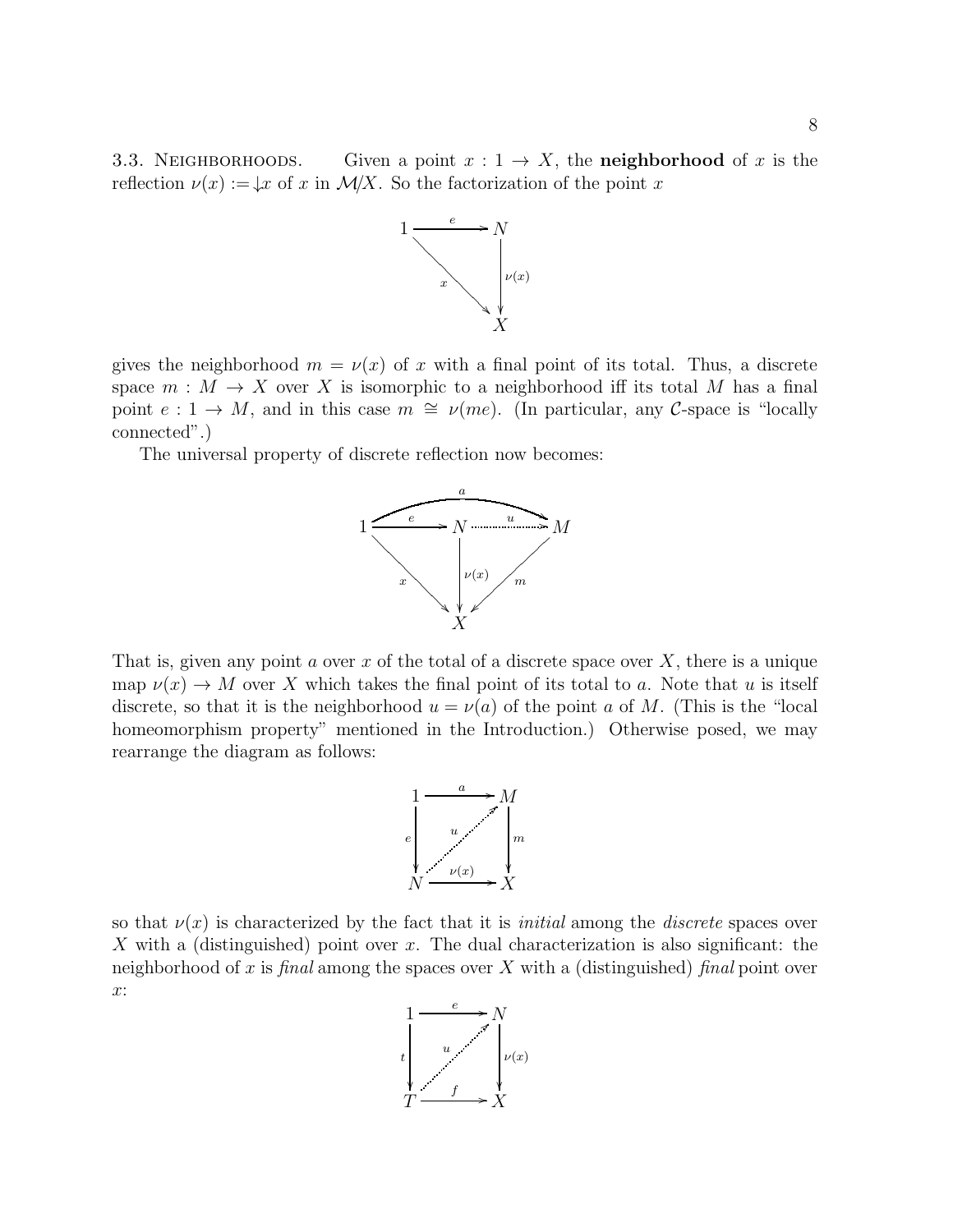3.3. Neighborhoods. Given a point $x : 1 \to X$, the **neighborhood** of $x$ is the reflection $\nu(x) := \downarrow x$ of $x$ in $\mathcal{M}/X$. So the factorization of the point $x$

$$\begin{array}{ccc} 1 & \xrightarrow{e} & N \\ & \searrow^{x} & \downarrow{\scriptstyle \nu(x)} \\ & & X \end{array}$$

gives the neighborhood $m = \nu(x)$ of $x$ with a final point of its total. Thus, a discrete space $m : M \to X$ over $X$ is isomorphic to a neighborhood iff its total $M$ has a final point $e : 1 \to M$, and in this case $m \cong \nu(me)$. (In particular, any $\mathcal{C}$-space is "locally connected".)

The universal property of discrete reflection now becomes:

$$\begin{array}{ccccc} & & \overset{a}{\frown} & & \\ 1 & \xrightarrow{e} & N & \overset{u}{\dashrightarrow} & M \\ & \searrow^{x} & \downarrow{\scriptstyle \nu(x)} & \swarrow_{m} & \\ & & X & & \end{array}$$

That is, given any point $a$ over $x$ of the total of a discrete space over $X$, there is a unique map $\nu(x) \to M$ over $X$ which takes the final point of its total to $a$. Note that $u$ is itself discrete, so that it is the neighborhood $u = \nu(a)$ of the point $a$ of $M$. (This is the "local homeomorphism property" mentioned in the Introduction.) Otherwise posed, we may rearrange the diagram as follows:

$$\begin{array}{ccc} 1 & \xrightarrow{a} & M \\ {\scriptstyle e}\downarrow & \overset{u}{\nearrow} & \downarrow{\scriptstyle m} \\ N & \xrightarrow[\nu(x)]{} & X \end{array}$$

so that $\nu(x)$ is characterized by the fact that it is *initial* among the *discrete* spaces over $X$ with a (distinguished) point over $x$. The dual characterization is also significant: the neighborhood of $x$ is *final* among the spaces over $X$ with a (distinguished) *final* point over $x$:

$$\begin{array}{ccc} 1 & \xrightarrow{e} & N \\ {\scriptstyle t}\downarrow & \overset{u}{\nearrow} & \downarrow{\scriptstyle \nu(x)} \\ T & \xrightarrow[f]{} & X \end{array}$$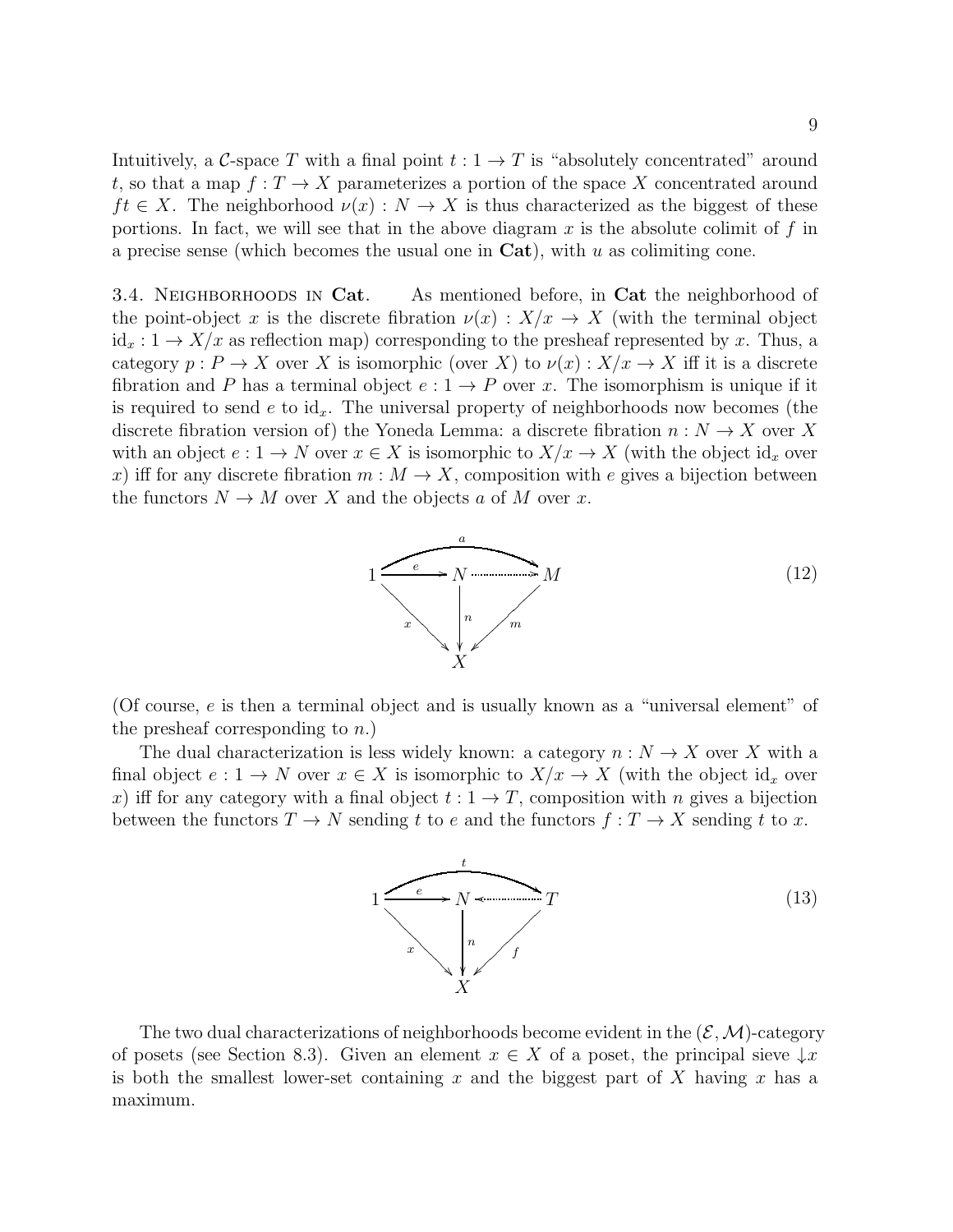Intuitively, a $\mathcal{C}$-space $T$ with a final point $t : 1 \to T$ is "absolutely concentrated" around $t$, so that a map $f : T \to X$ parameterizes a portion of the space $X$ concentrated around $ft \in X$. The neighborhood $\nu(x) : N \to X$ is thus characterized as the biggest of these portions. In fact, we will see that in the above diagram $x$ is the absolute colimit of $f$ in a precise sense (which becomes the usual one in **Cat**), with $u$ as colimiting cone.

3.4. Neighborhoods in **Cat**. As mentioned before, in **Cat** the neighborhood of the point-object $x$ is the discrete fibration $\nu(x) : X/x \to X$ (with the terminal object $\mathrm{id}_x : 1 \to X/x$ as reflection map) corresponding to the presheaf represented by $x$. Thus, a category $p : P \to X$ over $X$ is isomorphic (over $X$) to $\nu(x) : X/x \to X$ iff it is a discrete fibration and $P$ has a terminal object $e : 1 \to P$ over $x$. The isomorphism is unique if it is required to send $e$ to $\mathrm{id}_x$. The universal property of neighborhoods now becomes (the discrete fibration version of) the Yoneda Lemma: a discrete fibration $n : N \to X$ over $X$ with an object $e : 1 \to N$ over $x \in X$ is isomorphic to $X/x \to X$ (with the object $\mathrm{id}_x$ over $x$) iff for any discrete fibration $m : M \to X$, composition with $e$ gives a bijection between the functors $N \to M$ over $X$ and the objects $a$ of $M$ over $x$.

$$
\begin{array}{ccccc}
 & & \overset{a}{\frown\!\!\!\longrightarrow} & & \\
1 & \xrightarrow{e} & N & \cdots\cdots\rightarrow & M \\
 & {\scriptstyle x}\searrow & \downarrow{\scriptstyle n} & \swarrow{\scriptstyle m} & \\
 & & X & &
\end{array}
\tag{12}
$$

(Of course, $e$ is then a terminal object and is usually known as a "universal element" of the presheaf corresponding to $n$.)

The dual characterization is less widely known: a category $n : N \to X$ over $X$ with a final object $e : 1 \to N$ over $x \in X$ is isomorphic to $X/x \to X$ (with the object $\mathrm{id}_x$ over $x$) iff for any category with a final object $t : 1 \to T$, composition with $n$ gives a bijection between the functors $T \to N$ sending $t$ to $e$ and the functors $f : T \to X$ sending $t$ to $x$.

$$
\begin{array}{ccccc}
 & & \overset{t}{\frown\!\!\!\longrightarrow} & & \\
1 & \xrightarrow{e} & N & \leftarrow\cdots\cdots & T \\
 & {\scriptstyle x}\searrow & \downarrow{\scriptstyle n} & \swarrow{\scriptstyle f} & \\
 & & X & &
\end{array}
\tag{13}
$$

The two dual characterizations of neighborhoods become evident in the $(\mathcal{E}, \mathcal{M})$-category of posets (see Section 8.3). Given an element $x \in X$ of a poset, the principal sieve $\downarrow x$ is both the smallest lower-set containing $x$ and the biggest part of $X$ having $x$ has a maximum.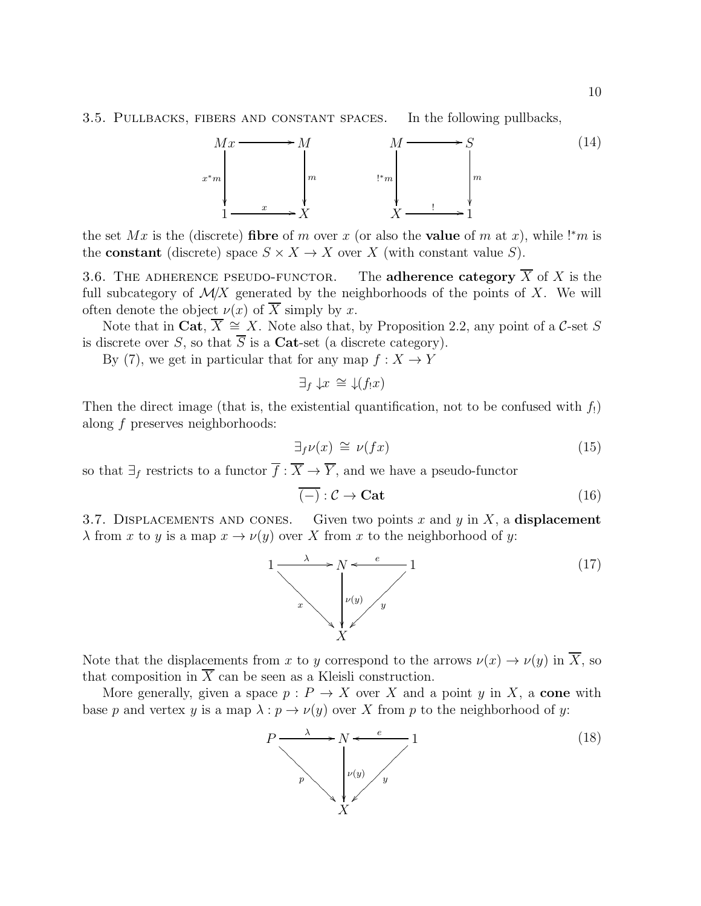3.5. Pullbacks, fibers and constant spaces. In the following pullbacks,

$$
\begin{array}{ccc}
Mx & \longrightarrow & M \\
{\scriptstyle x^*m}\downarrow & & \downarrow{\scriptstyle m} \\
1 & \xrightarrow{\;x\;} & X
\end{array}
\qquad\qquad
\begin{array}{ccc}
M & \longrightarrow & S \\
{\scriptstyle !^*m}\downarrow & & \downarrow{\scriptstyle m} \\
X & \xrightarrow{\;!\;} & 1
\end{array}
\tag{14}
$$

the set $Mx$ is the (discrete) **fibre** of $m$ over $x$ (or also the **value** of $m$ at $x$), while $!^*m$ is the **constant** (discrete) space $S \times X \to X$ over $X$ (with constant value $S$).

3.6. The adherence pseudo-functor. The **adherence category** $\overline{X}$ of $X$ is the full subcategory of $\mathcal{M}/X$ generated by the neighborhoods of the points of $X$. We will often denote the object $\nu(x)$ of $\overline{X}$ simply by $x$.

Note that in **Cat**, $\overline{X} \cong X$. Note also that, by Proposition 2.2, any point of a $\mathcal{C}$-set $S$ is discrete over $S$, so that $\overline{S}$ is a **Cat**-set (a discrete category).

By (7), we get in particular that for any map $f : X \to Y$

$$\exists_f \downarrow\! x \;\cong\; \downarrow\!(f_! x)$$

Then the direct image (that is, the existential quantification, not to be confused with $f_!$) along $f$ preserves neighborhoods:

$$\exists_f \nu(x) \;\cong\; \nu(fx) \tag{15}$$

so that $\exists_f$ restricts to a functor $\overline{f} : \overline{X} \to \overline{Y}$, and we have a pseudo-functor

$$\overline{(-)} : \mathcal{C} \to \mathbf{Cat} \tag{16}$$

3.7. Displacements and cones. Given two points $x$ and $y$ in $X$, a **displacement** $\lambda$ from $x$ to $y$ is a map $x \to \nu(y)$ over $X$ from $x$ to the neighborhood of $y$:

$$
\begin{array}{ccccc}
1 & \xrightarrow{\;\lambda\;} & N & \xleftarrow{\;e\;} & 1 \\
& {\scriptstyle x}\searrow & \downarrow{\scriptstyle \nu(y)} & \swarrow{\scriptstyle y} & \\
& & X & &
\end{array}
\tag{17}
$$

Note that the displacements from $x$ to $y$ correspond to the arrows $\nu(x) \to \nu(y)$ in $\overline{X}$, so that composition in $\overline{X}$ can be seen as a Kleisli construction.

More generally, given a space $p : P \to X$ over $X$ and a point $y$ in $X$, a **cone** with base $p$ and vertex $y$ is a map $\lambda : p \to \nu(y)$ over $X$ from $p$ to the neighborhood of $y$:

$$
\begin{array}{ccccc}
P & \xrightarrow{\;\lambda\;} & N & \xleftarrow{\;e\;} & 1 \\
& {\scriptstyle p}\searrow & \downarrow{\scriptstyle \nu(y)} & \swarrow{\scriptstyle y} & \\
& & X & &
\end{array}
\tag{18}
$$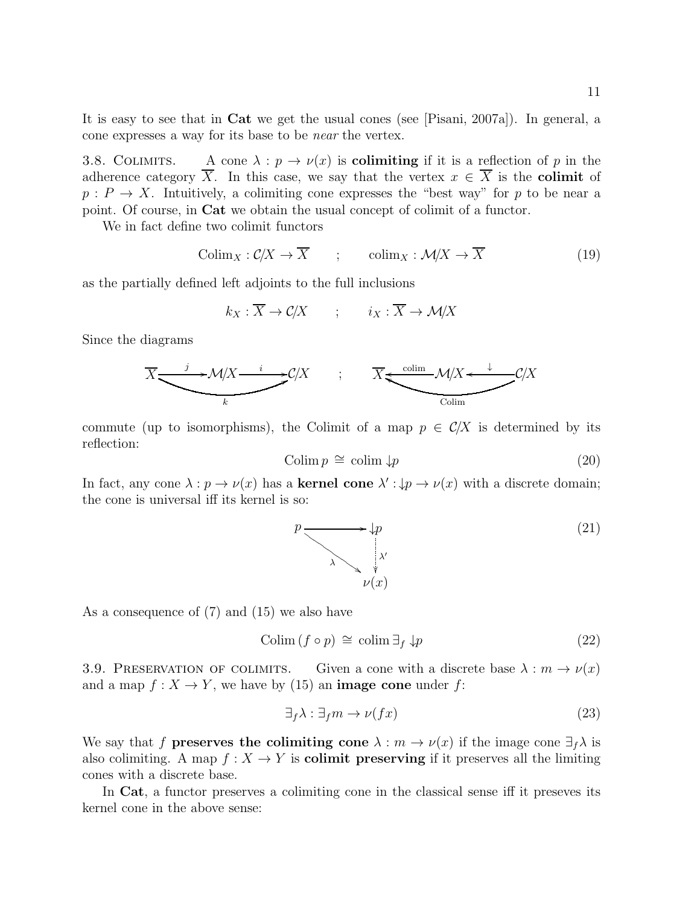It is easy to see that in **Cat** we get the usual cones (see [Pisani, 2007a]). In general, a cone expresses a way for its base to be *near* the vertex.

3.8. Colimits. A cone $\lambda : p \to \nu(x)$ is **colimiting** if it is a reflection of $p$ in the adherence category $\overline{X}$. In this case, we say that the vertex $x \in \overline{X}$ is the **colimit** of $p : P \to X$. Intuitively, a colimiting cone expresses the "best way" for $p$ to be near a point. Of course, in **Cat** we obtain the usual concept of colimit of a functor.

We in fact define two colimit functors

$$\mathrm{Colim}_X : \mathcal{C}/X \to \overline{X} \qquad ; \qquad \mathrm{colim}_X : \mathcal{M}/X \to \overline{X} \tag{19}$$

as the partially defined left adjoints to the full inclusions

$$k_X : \overline{X} \to \mathcal{C}/X \qquad ; \qquad i_X : \overline{X} \to \mathcal{M}/X$$

Since the diagrams

$$\overline{X} \xrightarrow{\;j\;} \mathcal{M}/X \xrightarrow{\;i\;} \mathcal{C}/X, \quad k : \overline{X} \to \mathcal{C}/X \qquad ; \qquad \overline{X} \xleftarrow{\;\mathrm{colim}\;} \mathcal{M}/X \xleftarrow{\;\downarrow\;} \mathcal{C}/X, \quad \mathrm{Colim} : \mathcal{C}/X \to \overline{X}$$

commute (up to isomorphisms), the Colimit of a map $p \in \mathcal{C}/X$ is determined by its reflection:

$$\mathrm{Colim}\, p \;\cong\; \mathrm{colim} \downarrow\!p \tag{20}$$

In fact, any cone $\lambda : p \to \nu(x)$ has a **kernel cone** $\lambda' : \downarrow\!p \to \nu(x)$ with a discrete domain; the cone is universal iff its kernel is so:

$$\begin{array}{ccc} p & \longrightarrow & \downarrow\!p \\ & \underset{\lambda}{\searrow} & \vdots\,\lambda' \\ & & \nu(x) \end{array} \tag{21}$$

As a consequence of (7) and (15) we also have

$$\mathrm{Colim}\,(f \circ p) \;\cong\; \mathrm{colim}\, \exists_f \downarrow\!p \tag{22}$$

3.9. Preservation of colimits. Given a cone with a discrete base $\lambda : m \to \nu(x)$ and a map $f : X \to Y$, we have by (15) an **image cone** under $f$:

$$\exists_f \lambda : \exists_f m \to \nu(fx) \tag{23}$$

We say that $f$ **preserves the colimiting cone** $\lambda : m \to \nu(x)$ if the image cone $\exists_f \lambda$ is also colimiting. A map $f : X \to Y$ is **colimit preserving** if it preserves all the limiting cones with a discrete base.

In **Cat**, a functor preserves a colimiting cone in the classical sense iff it preseves its kernel cone in the above sense: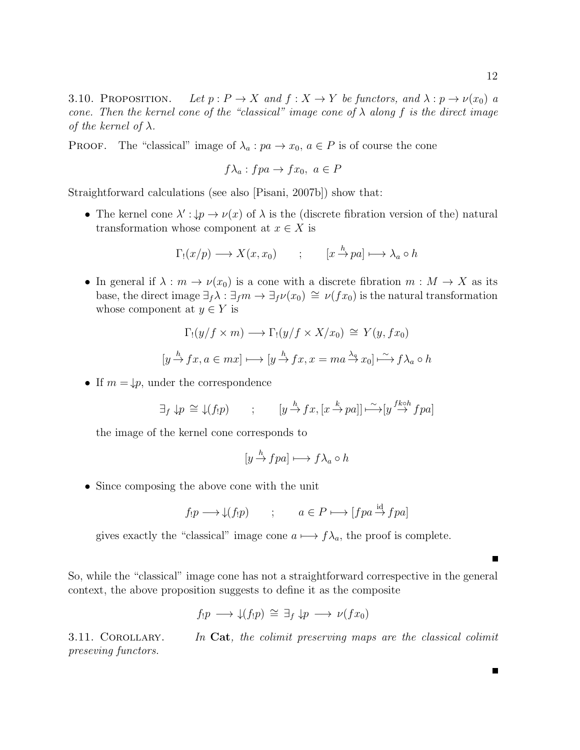**3.10. Proposition.** *Let $p : P \to X$ and $f : X \to Y$ be functors, and $\lambda : p \to \nu(x_0)$ a cone. Then the kernel cone of the "classical" image cone of $\lambda$ along $f$ is the direct image of the kernel of $\lambda$.*

Proof. The "classical" image of $\lambda_a : pa \to x_0$, $a \in P$ is of course the cone

$$f\lambda_a : fpa \to fx_0, \; a \in P$$

Straightforward calculations (see also [Pisani, 2007b]) show that:

- The kernel cone $\lambda' : \downarrow\!p \to \nu(x)$ of $\lambda$ is the (discrete fibration version of the) natural transformation whose component at $x \in X$ is

$$\Gamma_!(x/p) \longrightarrow X(x, x_0) \qquad ; \qquad [x \overset{h}{\to} pa] \longmapsto \lambda_a \circ h$$

- In general if $\lambda : m \to \nu(x_0)$ is a cone with a discrete fibration $m : M \to X$ as its base, the direct image $\exists_f\lambda : \exists_f m \to \exists_f \nu(x_0) \cong \nu(fx_0)$ is the natural transformation whose component at $y \in Y$ is

$$\Gamma_!(y/f \times m) \longrightarrow \Gamma_!(y/f \times X/x_0) \cong Y(y, fx_0)$$

$$[y \overset{h}{\to} fx, a \in mx] \longmapsto [y \overset{h}{\to} fx, x = ma \overset{\lambda_a}{\to} x_0] \overset{\sim}{\longmapsto} f\lambda_a \circ h$$

- If $m = \downarrow\!p$, under the correspondence

$$\exists_f \downarrow\!p \cong \downarrow\!(f_!p) \qquad ; \qquad [y \overset{h}{\to} fx, [x \overset{k}{\to} pa]] \overset{\sim}{\longmapsto} [y \overset{fk \circ h}{\to} fpa]$$

  the image of the kernel cone corresponds to

$$[y \overset{h}{\to} fpa] \longmapsto f\lambda_a \circ h$$

- Since composing the above cone with the unit

$$f_!p \longrightarrow \downarrow\!(f_!p) \qquad ; \qquad a \in P \longmapsto [fpa \overset{\mathrm{id}}{\to} fpa]$$

  gives exactly the "classical" image cone $a \longmapsto f\lambda_a$, the proof is complete.

∎

So, while the "classical" image cone has not a straightforward correspective in the general context, the above proposition suggests to define it as the composite

$$f_!p \longrightarrow \downarrow\!(f_!p) \cong \exists_f \downarrow\!p \longrightarrow \nu(fx_0)$$

**3.11. Corollary.** *In* **Cat***, the colimit preserving maps are the classical colimit preseving functors.*

∎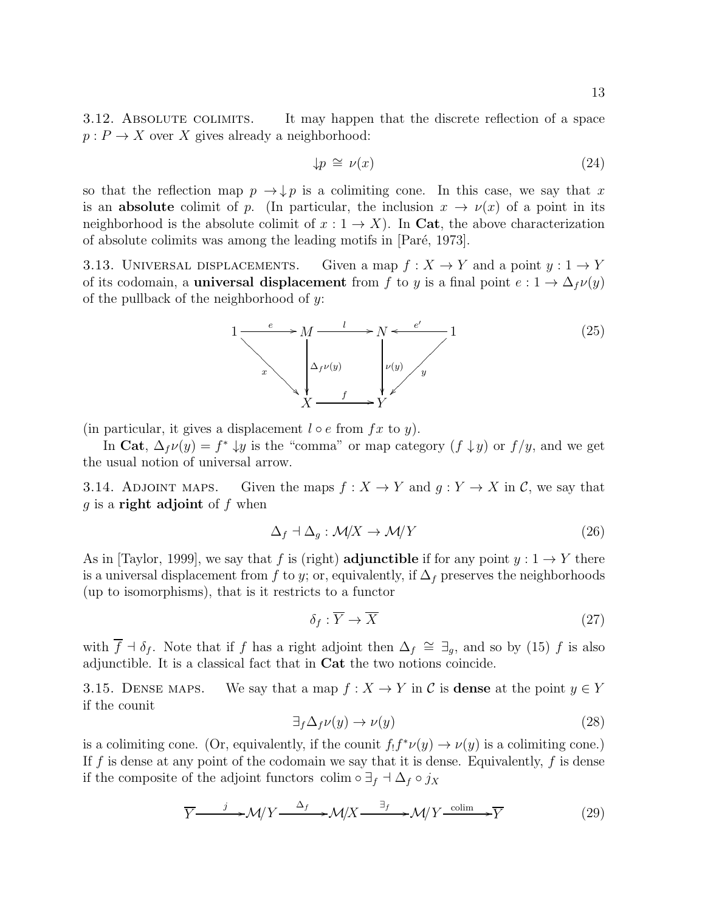3.12. Absolute colimits. It may happen that the discrete reflection of a space $p : P \to X$ over $X$ gives already a neighborhood:

$$\downarrow p \;\cong\; \nu(x) \tag{24}$$

so that the reflection map $p \to \downarrow p$ is a colimiting cone. In this case, we say that $x$ is an **absolute** colimit of $p$. (In particular, the inclusion $x \to \nu(x)$ of a point in its neighborhood is the absolute colimit of $x : 1 \to X$). In **Cat**, the above characterization of absolute colimits was among the leading motifs in [Paré, 1973].

3.13. Universal displacements. Given a map $f : X \to Y$ and a point $y : 1 \to Y$ of its codomain, a **universal displacement** from $f$ to $y$ is a final point $e : 1 \to \Delta_f \nu(y)$ of the pullback of the neighborhood of $y$:

$$\begin{array}{ccccccc} 1 & \xrightarrow{e} & M & \xrightarrow{l} & N & \xleftarrow{e'} & 1 \\ & {\searrow}^{x} & \downarrow{\scriptstyle \Delta_f \nu(y)} & & \downarrow{\scriptstyle \nu(y)} & {\swarrow}^{y} & \\ & & X & \xrightarrow{f} & Y & & \end{array} \tag{25}$$

(in particular, it gives a displacement $l \circ e$ from $fx$ to $y$).

In **Cat**, $\Delta_f \nu(y) = f^* \downarrow y$ is the "comma" or map category $(f \downarrow y)$ or $f/y$, and we get the usual notion of universal arrow.

3.14. Adjoint maps. Given the maps $f : X \to Y$ and $g : Y \to X$ in $\mathcal{C}$, we say that $g$ is a **right adjoint** of $f$ when

$$\Delta_f \dashv \Delta_g : \mathcal{M}/X \to \mathcal{M}/Y \tag{26}$$

As in [Taylor, 1999], we say that $f$ is (right) **adjunctible** if for any point $y : 1 \to Y$ there is a universal displacement from $f$ to $y$; or, equivalently, if $\Delta_f$ preserves the neighborhoods (up to isomorphisms), that is it restricts to a functor

$$\delta_f : \overline{Y} \to \overline{X} \tag{27}$$

with $\overline{f} \dashv \delta_f$. Note that if $f$ has a right adjoint then $\Delta_f \;\cong\; \exists_g$, and so by (15) $f$ is also adjunctible. It is a classical fact that in **Cat** the two notions coincide.

3.15. Dense maps. We say that a map $f : X \to Y$ in $\mathcal{C}$ is **dense** at the point $y \in Y$ if the counit

$$\exists_f \Delta_f \nu(y) \to \nu(y) \tag{28}$$

is a colimiting cone. (Or, equivalently, if the counit $f_! f^* \nu(y) \to \nu(y)$ is a colimiting cone.) If $f$ is dense at any point of the codomain we say that it is dense. Equivalently, $f$ is dense if the composite of the adjoint functors $\operatorname{colim} \circ \exists_f \dashv \Delta_f \circ j_X$

$$\overline{Y} \xrightarrow{j} \mathcal{M}/Y \xrightarrow{\Delta_f} \mathcal{M}/X \xrightarrow{\exists_f} \mathcal{M}/Y \xrightarrow{\text{colim}} \overline{Y} \tag{29}$$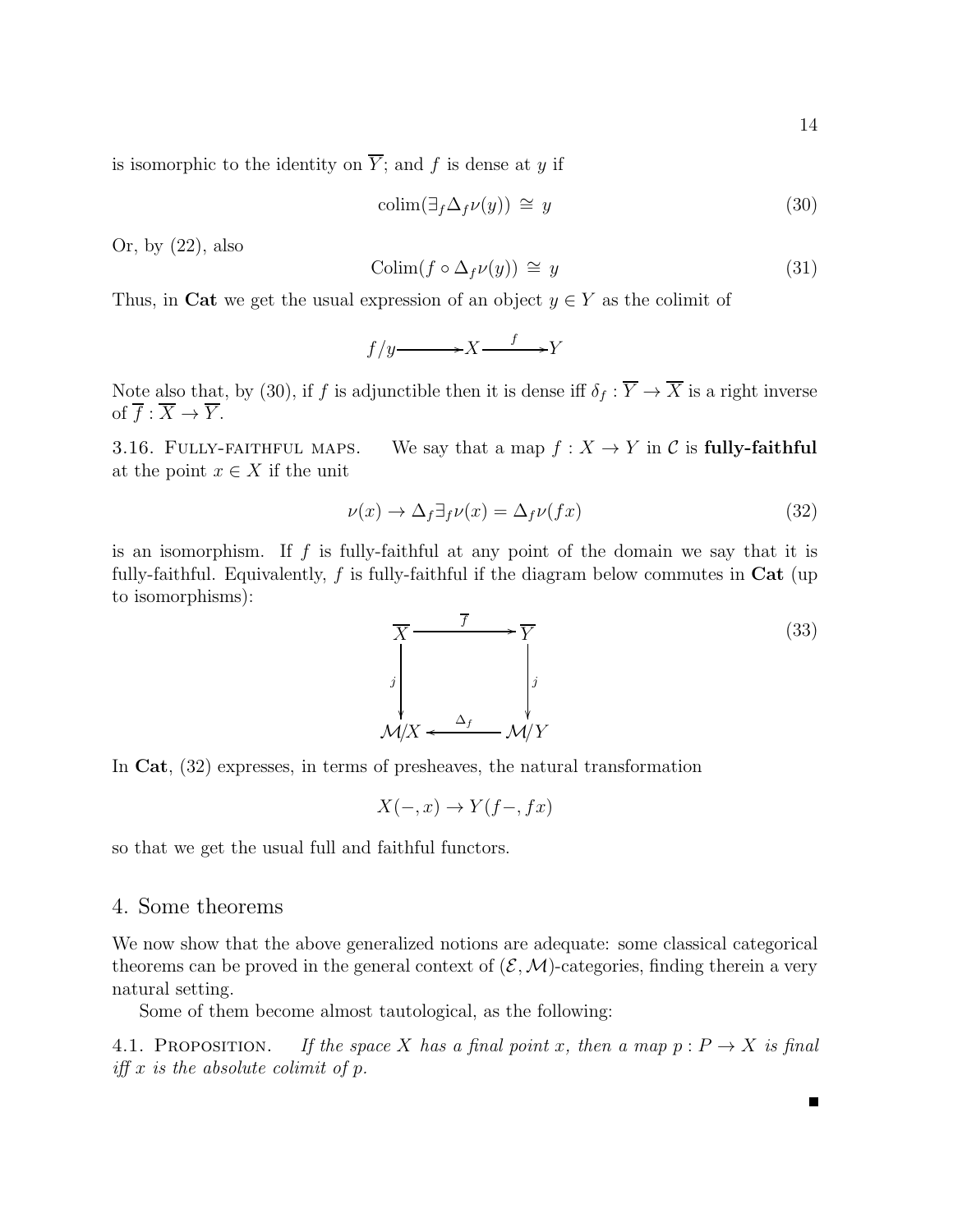is isomorphic to the identity on $\overline{Y}$; and $f$ is dense at $y$ if

$$\mathrm{colim}(\exists_f \Delta_f \nu(y)) \cong y \tag{30}$$

Or, by (22), also

$$\mathrm{Colim}(f \circ \Delta_f \nu(y)) \cong y \tag{31}$$

Thus, in **Cat** we get the usual expression of an object $y \in Y$ as the colimit of

$$f/y \longrightarrow X \xrightarrow{\ f\ } Y$$

Note also that, by (30), if $f$ is adjunctible then it is dense iff $\delta_f : \overline{Y} \to \overline{X}$ is a right inverse of $\overline{f} : \overline{X} \to \overline{Y}$.

3.16. Fully-faithful maps. We say that a map $f : X \to Y$ in $\mathcal{C}$ is **fully-faithful** at the point $x \in X$ if the unit

$$\nu(x) \to \Delta_f \exists_f \nu(x) = \Delta_f \nu(fx) \tag{32}$$

is an isomorphism. If $f$ is fully-faithful at any point of the domain we say that it is fully-faithful. Equivalently, $f$ is fully-faithful if the diagram below commutes in **Cat** (up to isomorphisms):

$$\begin{array}{ccc} \overline{X} & \xrightarrow{\ \overline{f}\ } & \overline{Y} \\ {\scriptstyle j}\downarrow & & \downarrow{\scriptstyle j} \\ \mathcal{M}/X & \xleftarrow{\ \Delta_f\ } & \mathcal{M}/Y \end{array} \tag{33}$$

In **Cat**, (32) expresses, in terms of presheaves, the natural transformation

$$X(-, x) \to Y(f-, fx)$$

so that we get the usual full and faithful functors.

## 4. Some theorems

We now show that the above generalized notions are adequate: some classical categorical theorems can be proved in the general context of $(\mathcal{E}, \mathcal{M})$-categories, finding therein a very natural setting.

Some of them become almost tautological, as the following:

4.1. Proposition. *If the space $X$ has a final point $x$, then a map $p : P \to X$ is final iff $x$ is the absolute colimit of $p$.*

∎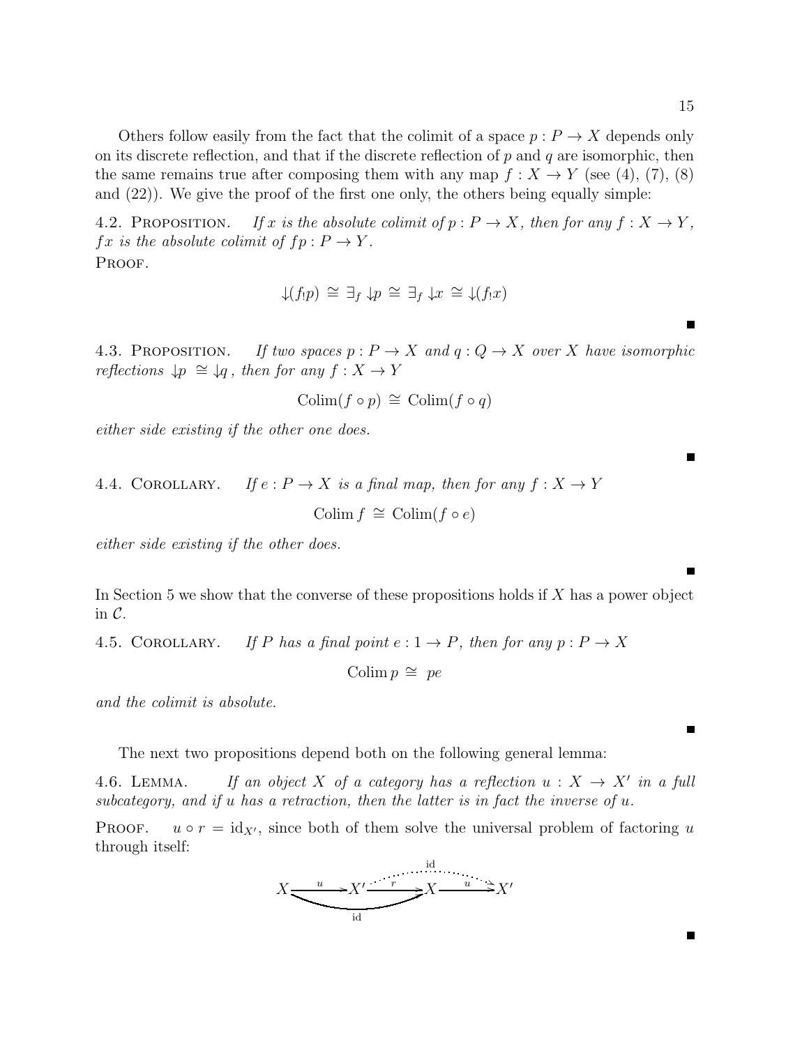Others follow easily from the fact that the colimit of a space $p : P \to X$ depends only on its discrete reflection, and that if the discrete reflection of $p$ and $q$ are isomorphic, then the same remains true after composing them with any map $f : X \to Y$ (see (4), (7), (8) and (22)). We give the proof of the first one only, the others being equally simple:

4.2. Proposition. *If $x$ is the absolute colimit of $p : P \to X$, then for any $f : X \to Y$, $fx$ is the absolute colimit of $fp : P \to Y$.*

Proof.

$$\downarrow\!(f_! p) \;\cong\; \exists_f \downarrow\! p \;\cong\; \exists_f \downarrow\! x \;\cong\; \downarrow\!(f_! x)$$

■

4.3. Proposition. *If two spaces $p : P \to X$ and $q : Q \to X$ over $X$ have isomorphic reflections $\downarrow\! p \;\cong\; \downarrow\! q$, then for any $f : X \to Y$*

$$\mathrm{Colim}(f \circ p) \;\cong\; \mathrm{Colim}(f \circ q)$$

*either side existing if the other one does.*

■

4.4. Corollary. *If $e : P \to X$ is a final map, then for any $f : X \to Y$*

$$\mathrm{Colim}\, f \;\cong\; \mathrm{Colim}(f \circ e)$$

*either side existing if the other does.*

■

In Section 5 we show that the converse of these propositions holds if $X$ has a power object in $\mathcal{C}$.

4.5. Corollary. *If $P$ has a final point $e : 1 \to P$, then for any $p : P \to X$*

$$\mathrm{Colim}\, p \;\cong\; pe$$

*and the colimit is absolute.*

■

The next two propositions depend both on the following general lemma:

4.6. Lemma. *If an object $X$ of a category has a reflection $u : X \to X'$ in a full subcategory, and if $u$ has a retraction, then the latter is in fact the inverse of $u$.*

Proof. $u \circ r = \mathrm{id}_{X'}$, since both of them solve the universal problem of factoring $u$ through itself:

$$X \xrightarrow{\;u\;} X' \xrightarrow{\;r\;} X \xrightarrow{\;u\;} X'$$

(with $r \circ u = \mathrm{id}$ on $X$, and the dotted arrow $\mathrm{id} : X' \to X'$)

■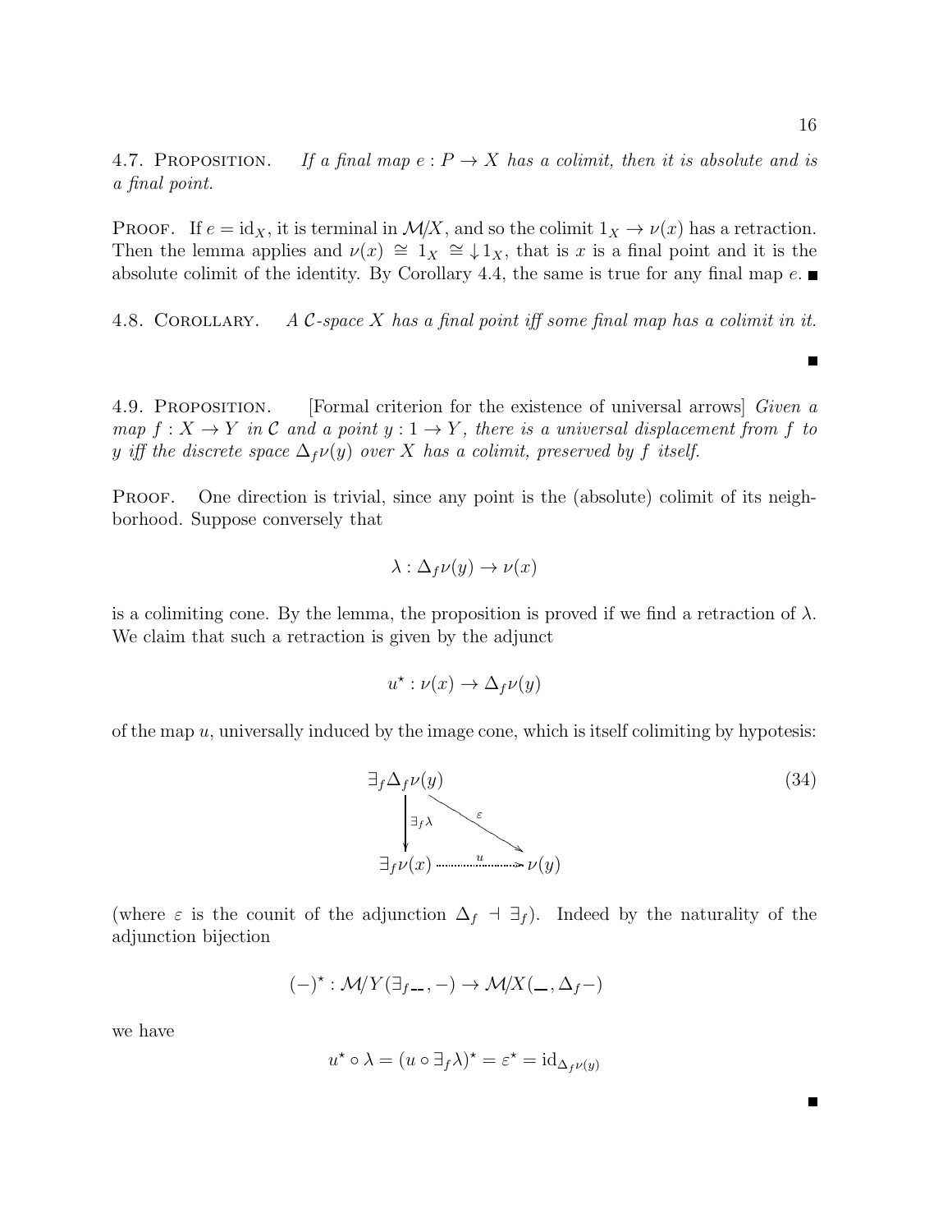**4.7. Proposition.** *If a final map $e : P \to X$ has a colimit, then it is absolute and is a final point.*

Proof. If $e = \mathrm{id}_X$, it is terminal in $\mathcal{M}/X$, and so the colimit $1_X \to \nu(x)$ has a retraction. Then the lemma applies and $\nu(x) \cong 1_X \cong \downarrow 1_X$, that is $x$ is a final point and it is the absolute colimit of the identity. By Corollary 4.4, the same is true for any final map $e$. ∎

**4.8. Corollary.** *A $\mathcal{C}$-space $X$ has a final point iff some final map has a colimit in it.*

∎

**4.9. Proposition.** [Formal criterion for the existence of universal arrows] *Given a map $f : X \to Y$ in $\mathcal{C}$ and a point $y : 1 \to Y$, there is a universal displacement from $f$ to $y$ iff the discrete space $\Delta_f \nu(y)$ over $X$ has a colimit, preserved by $f$ itself.*

Proof. One direction is trivial, since any point is the (absolute) colimit of its neighborhood. Suppose conversely that

$$\lambda : \Delta_f \nu(y) \to \nu(x)$$

is a colimiting cone. By the lemma, the proposition is proved if we find a retraction of $\lambda$. We claim that such a retraction is given by the adjunct

$$u^\star : \nu(x) \to \Delta_f \nu(y)$$

of the map $u$, universally induced by the image cone, which is itself colimiting by hypotesis:

$$\begin{array}{ccc} \exists_f \Delta_f \nu(y) & & \\ \Big\downarrow{\scriptstyle \exists_f \lambda} & \overset{\varepsilon}{\searrow} & \\ \exists_f \nu(x) & \xrightarrow{\quad u \quad} & \nu(y) \end{array} \tag{34}$$

(where $\varepsilon$ is the counit of the adjunction $\Delta_f \dashv \exists_f$). Indeed by the naturality of the adjunction bijection

$$(-)^\star : \mathcal{M}/Y(\exists_f --, -) \to \mathcal{M}/X(\_, \Delta_f -)$$

we have

$$u^\star \circ \lambda = (u \circ \exists_f \lambda)^\star = \varepsilon^\star = \mathrm{id}_{\Delta_f \nu(y)}$$

∎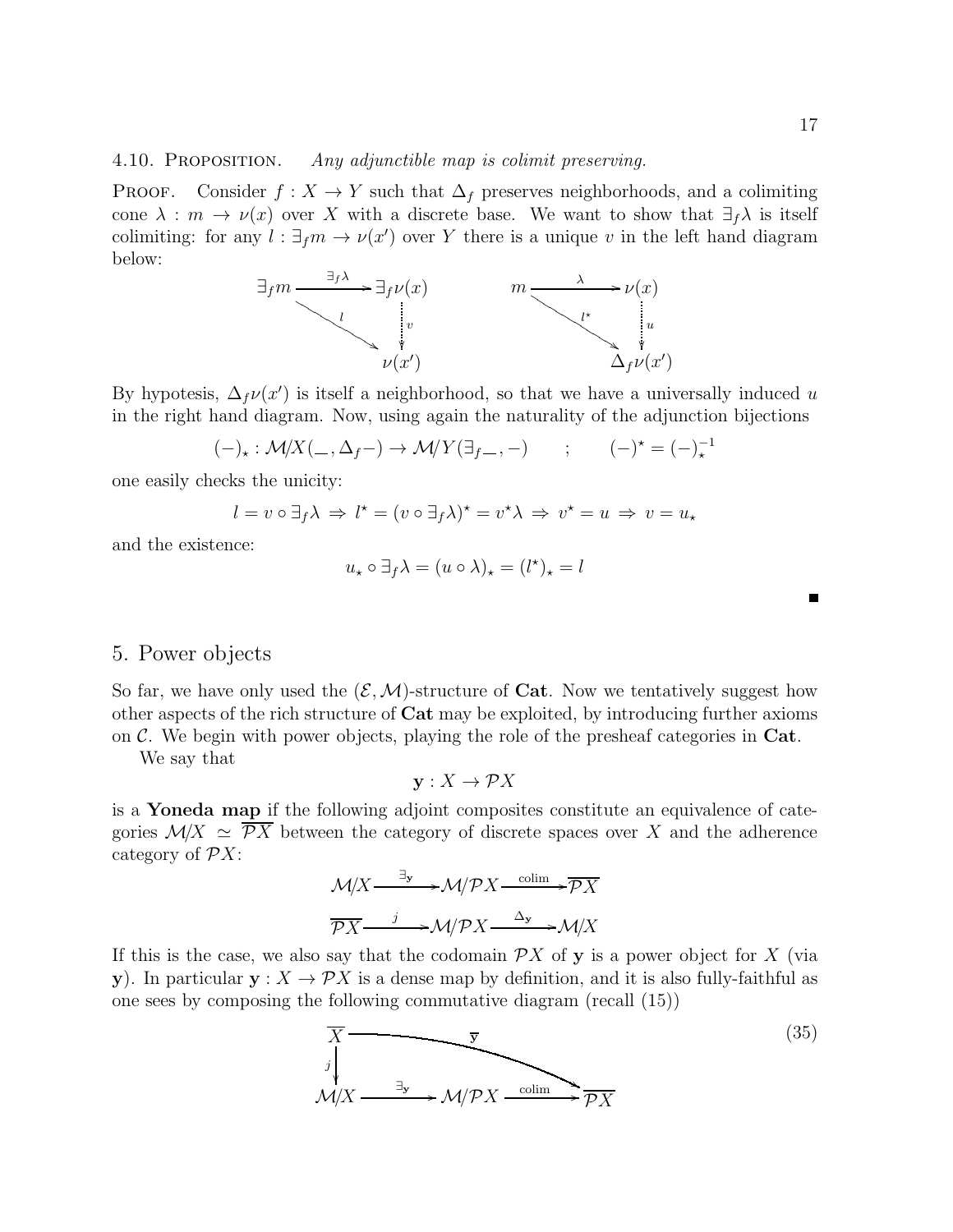**4.10. Proposition.** *Any adjunctible map is colimit preserving.*

Proof. Consider $f : X \to Y$ such that $\Delta_f$ preserves neighborhoods, and a colimiting cone $\lambda : m \to \nu(x)$ over $X$ with a discrete base. We want to show that $\exists_f \lambda$ is itself colimiting: for any $l : \exists_f m \to \nu(x')$ over $Y$ there is a unique $v$ in the left hand diagram below:

$$
\begin{array}{ccc}
\exists_f m & \xrightarrow{\exists_f \lambda} & \exists_f \nu(x) \\
& \searrow^{l} & \downarrow^{v} \\
& & \nu(x')
\end{array}
\qquad\qquad
\begin{array}{ccc}
m & \xrightarrow{\lambda} & \nu(x) \\
& \searrow^{l^\star} & \downarrow^{u} \\
& & \Delta_f \nu(x')
\end{array}
$$

By hypotesis, $\Delta_f \nu(x')$ is itself a neighborhood, so that we have a universally induced $u$ in the right hand diagram. Now, using again the naturality of the adjunction bijections

$$(-)_\star : \mathcal{M}/X(\_, \Delta_f -) \to \mathcal{M}/Y(\exists_f \_, -) \qquad ; \qquad (-)^\star = (-)_\star^{-1}$$

one easily checks the unicity:

$$l = v \circ \exists_f \lambda \;\Rightarrow\; l^\star = (v \circ \exists_f \lambda)^\star = v^\star \lambda \;\Rightarrow\; v^\star = u \;\Rightarrow\; v = u_\star$$

and the existence:

$$u_\star \circ \exists_f \lambda = (u \circ \lambda)_\star = (l^\star)_\star = l$$

∎

## 5. Power objects

So far, we have only used the $(\mathcal{E}, \mathcal{M})$-structure of **Cat**. Now we tentatively suggest how other aspects of the rich structure of **Cat** may be exploited, by introducing further axioms on $\mathcal{C}$. We begin with power objects, playing the role of the presheaf categories in **Cat**.

We say that

$$\mathbf{y} : X \to \mathcal{P}X$$

is a **Yoneda map** if the following adjoint composites constitute an equivalence of categories $\mathcal{M}/X \simeq \overline{\mathcal{P}X}$ between the category of discrete spaces over $X$ and the adherence category of $\mathcal{P}X$:

$$\mathcal{M}/X \xrightarrow{\exists_{\mathbf{y}}} \mathcal{M}/\mathcal{P}X \xrightarrow{\mathrm{colim}} \overline{\mathcal{P}X}$$

$$\overline{\mathcal{P}X} \xrightarrow{j} \mathcal{M}/\mathcal{P}X \xrightarrow{\Delta_{\mathbf{y}}} \mathcal{M}/X$$

If this is the case, we also say that the codomain $\mathcal{P}X$ of $\mathbf{y}$ is a power object for $X$ (via $\mathbf{y}$). In particular $\mathbf{y} : X \to \mathcal{P}X$ is a dense map by definition, and it is also fully-faithful as one sees by composing the following commutative diagram (recall (15))

$$
\begin{array}{ccccc}
\overline{X} & & \xrightarrow{\quad\overline{\mathbf{y}}\quad} & & \overline{\mathcal{P}X} \\
\downarrow^{j} & & & & \\
\mathcal{M}/X & \xrightarrow{\exists_{\mathbf{y}}} & \mathcal{M}/\mathcal{P}X & \xrightarrow{\mathrm{colim}} & \overline{\mathcal{P}X}
\end{array}
\tag{35}
$$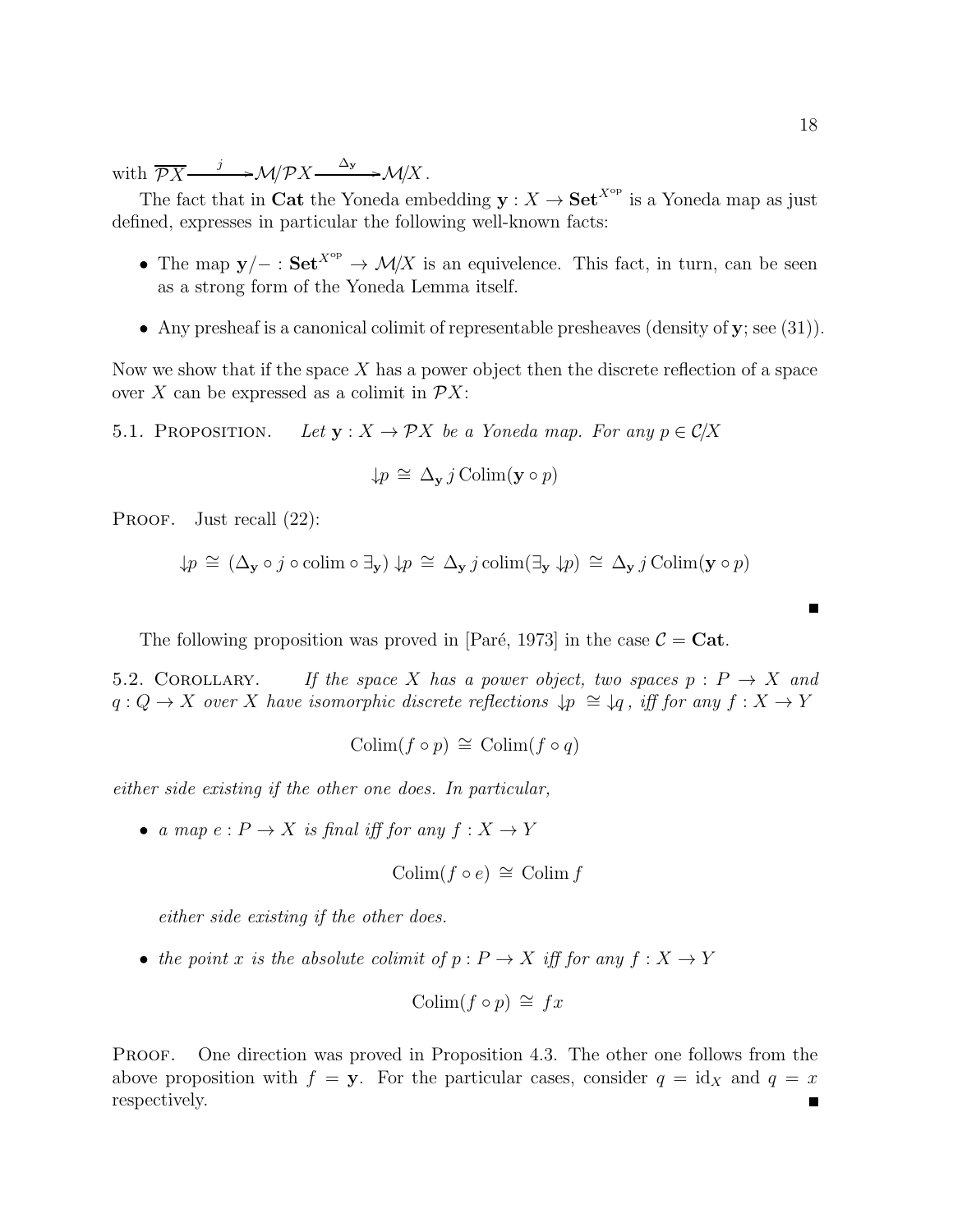with $\overline{\mathcal{P}X} \xrightarrow{\ j\ } \mathcal{M}/\mathcal{P}X \xrightarrow{\ \Delta_{\mathbf{y}}\ } \mathcal{M}/X$.

The fact that in **Cat** the Yoneda embedding $\mathbf{y} : X \to \mathbf{Set}^{X^{\mathrm{op}}}$ is a Yoneda map as just defined, expresses in particular the following well-known facts:

- The map $\mathbf{y}/- : \mathbf{Set}^{X^{\mathrm{op}}} \to \mathcal{M}/X$ is an equivelence. This fact, in turn, can be seen as a strong form of the Yoneda Lemma itself.
- Any presheaf is a canonical colimit of representable presheaves (density of $\mathbf{y}$; see (31)).

Now we show that if the space $X$ has a power object then the discrete reflection of a space over $X$ can be expressed as a colimit in $\mathcal{P}X$:

5.1. Proposition. *Let $\mathbf{y} : X \to \mathcal{P}X$ be a Yoneda map. For any $p \in \mathcal{C}/X$*

$$\downarrow\! p \;\cong\; \Delta_{\mathbf{y}}\, j\, \mathrm{Colim}(\mathbf{y} \circ p)$$

Proof. Just recall (22):

$$\downarrow\! p \;\cong\; (\Delta_{\mathbf{y}} \circ j \circ \mathrm{colim} \circ \exists_{\mathbf{y}}) \downarrow\! p \;\cong\; \Delta_{\mathbf{y}}\, j\, \mathrm{colim}(\exists_{\mathbf{y}} \downarrow\! p) \;\cong\; \Delta_{\mathbf{y}}\, j\, \mathrm{Colim}(\mathbf{y} \circ p)$$

∎

The following proposition was proved in [Paré, 1973] in the case $\mathcal{C} = \mathbf{Cat}$.

5.2. Corollary. *If the space $X$ has a power object, two spaces $p : P \to X$ and $q : Q \to X$ over $X$ have isomorphic discrete reflections $\downarrow\! p \cong \downarrow\! q$, iff for any $f : X \to Y$*

$$\mathrm{Colim}(f \circ p) \;\cong\; \mathrm{Colim}(f \circ q)$$

*either side existing if the other one does. In particular,*

- *a map $e : P \to X$ is final iff for any $f : X \to Y$*

$$\mathrm{Colim}(f \circ e) \;\cong\; \mathrm{Colim}\, f$$

  *either side existing if the other does.*

- *the point $x$ is the absolute colimit of $p : P \to X$ iff for any $f : X \to Y$*

$$\mathrm{Colim}(f \circ p) \;\cong\; fx$$

Proof. One direction was proved in Proposition 4.3. The other one follows from the above proposition with $f = \mathbf{y}$. For the particular cases, consider $q = \mathrm{id}_X$ and $q = x$ respectively. ∎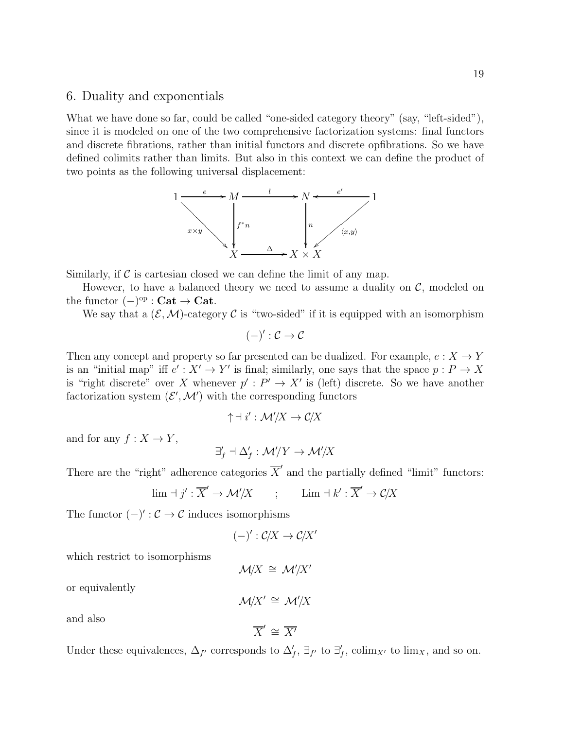## 6. Duality and exponentials

What we have done so far, could be called "one-sided category theory" (say, "left-sided"), since it is modeled on one of the two comprehensive factorization systems: final functors and discrete fibrations, rather than initial functors and discrete opfibrations. So we have defined colimits rather than limits. But also in this context we can define the product of two points as the following universal displacement:

$$
\begin{array}{ccccccc}
1 & \xrightarrow{e} & M & \xrightarrow{l} & N & \xleftarrow{e'} & 1 \\
& {\scriptstyle x\times y} \searrow & \downarrow {\scriptstyle f^*n} & & \downarrow {\scriptstyle n} & \swarrow {\scriptstyle \langle x,y\rangle} & \\
& & X & \xrightarrow{\Delta} & X \times X & &
\end{array}
$$

Similarly, if $\mathcal{C}$ is cartesian closed we can define the limit of any map.

However, to have a balanced theory we need to assume a duality on $\mathcal{C}$, modeled on the functor $(-)^{\rm op} : \mathbf{Cat} \to \mathbf{Cat}$.

We say that a $(\mathcal{E}, \mathcal{M})$-category $\mathcal{C}$ is "two-sided" if it is equipped with an isomorphism

$$(-)' : \mathcal{C} \to \mathcal{C}$$

Then any concept and property so far presented can be dualized. For example, $e : X \to Y$ is an "initial map" iff $e' : X' \to Y'$ is final; similarly, one says that the space $p : P \to X$ is "right discrete" over $X$ whenever $p' : P' \to X'$ is (left) discrete. So we have another factorization system $(\mathcal{E}', \mathcal{M}')$ with the corresponding functors

$$\uparrow \dashv i' : \mathcal{M}'/X \to \mathcal{C}/X$$

and for any $f : X \to Y$,

$$\exists'_f \dashv \Delta'_f : \mathcal{M}'/Y \to \mathcal{M}'/X$$

There are the "right" adherence categories $\overline{X}'$ and the partially defined "limit" functors:

$$\lim \dashv j' : \overline{X}' \to \mathcal{M}'/X \qquad ; \qquad \mathrm{Lim} \dashv k' : \overline{X}' \to \mathcal{C}/X$$

The functor $(-)' : \mathcal{C} \to \mathcal{C}$ induces isomorphisms

$$(-)' : \mathcal{C}/X \to \mathcal{C}/X'$$

which restrict to isomorphisms

$$\mathcal{M}/X \;\cong\; \mathcal{M}'/X'$$

or equivalently

$$\mathcal{M}/X' \;\cong\; \mathcal{M}'/X$$

and also

$$\overline{X}' \;\cong\; \overline{X'}$$

Under these equivalences, $\Delta_{f'}$ corresponds to $\Delta'_f$, $\exists_{f'}$ to $\exists'_f$, $\mathrm{colim}_{X'}$ to $\lim_X$, and so on.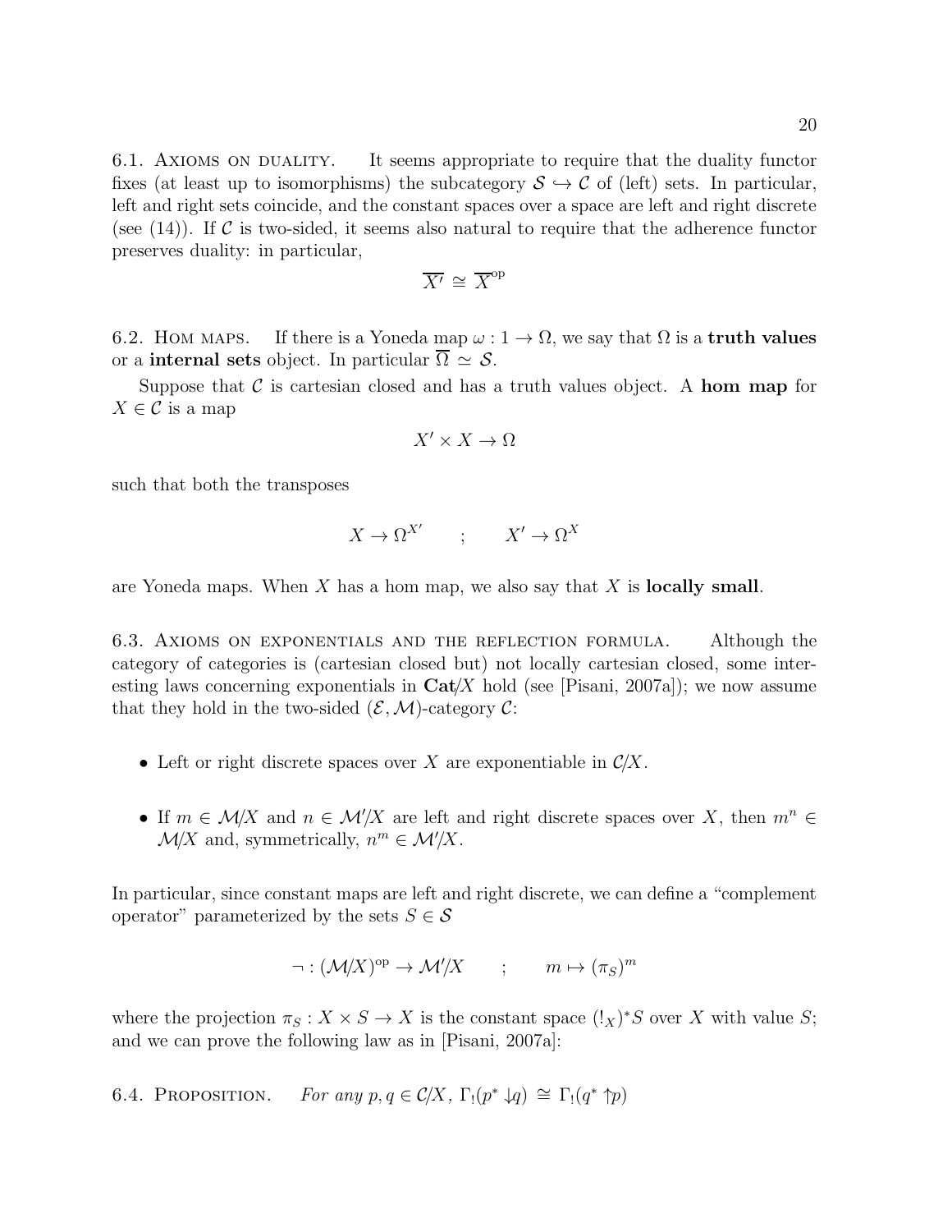6.1. Axioms on duality. It seems appropriate to require that the duality functor fixes (at least up to isomorphisms) the subcategory $\mathcal{S} \hookrightarrow \mathcal{C}$ of (left) sets. In particular, left and right sets coincide, and the constant spaces over a space are left and right discrete (see (14)). If $\mathcal{C}$ is two-sided, it seems also natural to require that the adherence functor preserves duality: in particular,

$$\overline{X'} \cong \overline{X}^{\mathrm{op}}$$

6.2. Hom maps. If there is a Yoneda map $\omega : 1 \to \Omega$, we say that $\Omega$ is a **truth values** or a **internal sets** object. In particular $\overline{\Omega} \simeq \mathcal{S}$.

Suppose that $\mathcal{C}$ is cartesian closed and has a truth values object. A **hom map** for $X \in \mathcal{C}$ is a map

$$X' \times X \to \Omega$$

such that both the transposes

$$X \to \Omega^{X'} \qquad ; \qquad X' \to \Omega^{X}$$

are Yoneda maps. When $X$ has a hom map, we also say that $X$ is **locally small**.

6.3. Axioms on exponentials and the reflection formula. Although the category of categories is (cartesian closed but) not locally cartesian closed, some interesting laws concerning exponentials in $\mathbf{Cat}/X$ hold (see [Pisani, 2007a]); we now assume that they hold in the two-sided $(\mathcal{E}, \mathcal{M})$-category $\mathcal{C}$:

- Left or right discrete spaces over $X$ are exponentiable in $\mathcal{C}/X$.
- If $m \in \mathcal{M}/X$ and $n \in \mathcal{M}'/X$ are left and right discrete spaces over $X$, then $m^n \in \mathcal{M}/X$ and, symmetrically, $n^m \in \mathcal{M}'/X$.

In particular, since constant maps are left and right discrete, we can define a "complement operator" parameterized by the sets $S \in \mathcal{S}$

$$\neg : (\mathcal{M}/X)^{\mathrm{op}} \to \mathcal{M}'/X \qquad ; \qquad m \mapsto (\pi_S)^m$$

where the projection $\pi_S : X \times S \to X$ is the constant space $(!_X)^* S$ over $X$ with value $S$; and we can prove the following law as in [Pisani, 2007a]:

6.4. Proposition. *For any $p, q \in \mathcal{C}/X$, $\Gamma_!(p^* \downarrow q) \cong \Gamma_!(q^* \uparrow p)$*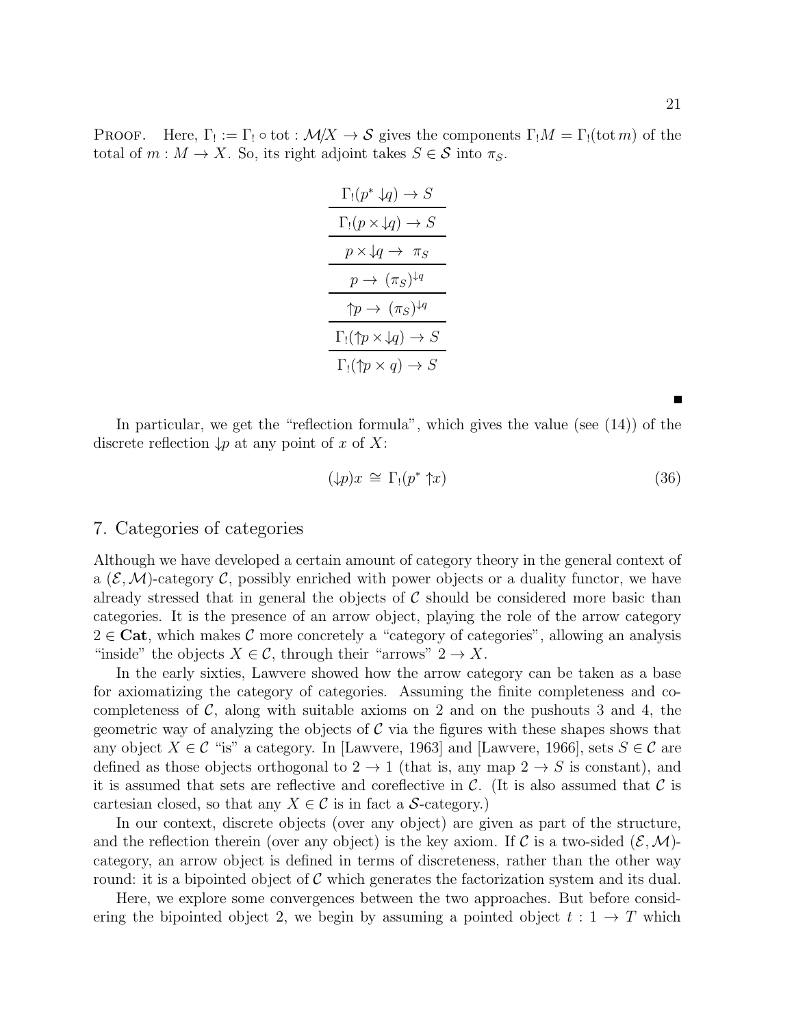**Proof.** Here, $\Gamma_! := \Gamma_! \circ \text{tot} : \mathcal{M}/X \to \mathcal{S}$ gives the components $\Gamma_! M = \Gamma_!(\text{tot}\, m)$ of the total of $m : M \to X$. So, its right adjoint takes $S \in \mathcal{S}$ into $\pi_S$.

$$
\begin{array}{c}
\Gamma_!(p^* \downarrow q) \to S \\ \hline
\Gamma_!(p \times \downarrow q) \to S \\ \hline
p \times \downarrow q \to \ \pi_S \\ \hline
p \to \ (\pi_S)^{\downarrow q} \\ \hline
\uparrow p \to \ (\pi_S)^{\downarrow q} \\ \hline
\Gamma_!(\uparrow p \times \downarrow q) \to S \\ \hline
\Gamma_!(\uparrow p \times q) \to S
\end{array}
$$

∎

In particular, we get the "reflection formula", which gives the value (see (14)) of the discrete reflection $\downarrow p$ at any point of $x$ of $X$:

$$
(\downarrow p)x \ \cong \ \Gamma_!(p^* \uparrow x) \tag{36}
$$

## 7. Categories of categories

Although we have developed a certain amount of category theory in the general context of a $(\mathcal{E}, \mathcal{M})$-category $\mathcal{C}$, possibly enriched with power objects or a duality functor, we have already stressed that in general the objects of $\mathcal{C}$ should be considered more basic than categories. It is the presence of an arrow object, playing the role of the arrow category $2 \in \mathbf{Cat}$, which makes $\mathcal{C}$ more concretely a "category of categories", allowing an analysis "inside" the objects $X \in \mathcal{C}$, through their "arrows" $2 \to X$.

In the early sixties, Lawvere showed how the arrow category can be taken as a base for axiomatizing the category of categories. Assuming the finite completeness and cocompleteness of $\mathcal{C}$, along with suitable axioms on 2 and on the pushouts 3 and 4, the geometric way of analyzing the objects of $\mathcal{C}$ via the figures with these shapes shows that any object $X \in \mathcal{C}$ "is" a category. In [Lawvere, 1963] and [Lawvere, 1966], sets $S \in \mathcal{C}$ are defined as those objects orthogonal to $2 \to 1$ (that is, any map $2 \to S$ is constant), and it is assumed that sets are reflective and coreflective in $\mathcal{C}$. (It is also assumed that $\mathcal{C}$ is cartesian closed, so that any $X \in \mathcal{C}$ is in fact a $\mathcal{S}$-category.)

In our context, discrete objects (over any object) are given as part of the structure, and the reflection therein (over any object) is the key axiom. If $\mathcal{C}$ is a two-sided $(\mathcal{E}, \mathcal{M})$-category, an arrow object is defined in terms of discreteness, rather than the other way round: it is a bipointed object of $\mathcal{C}$ which generates the factorization system and its dual.

Here, we explore some convergences between the two approaches. But before considering the bipointed object 2, we begin by assuming a pointed object $t : 1 \to T$ which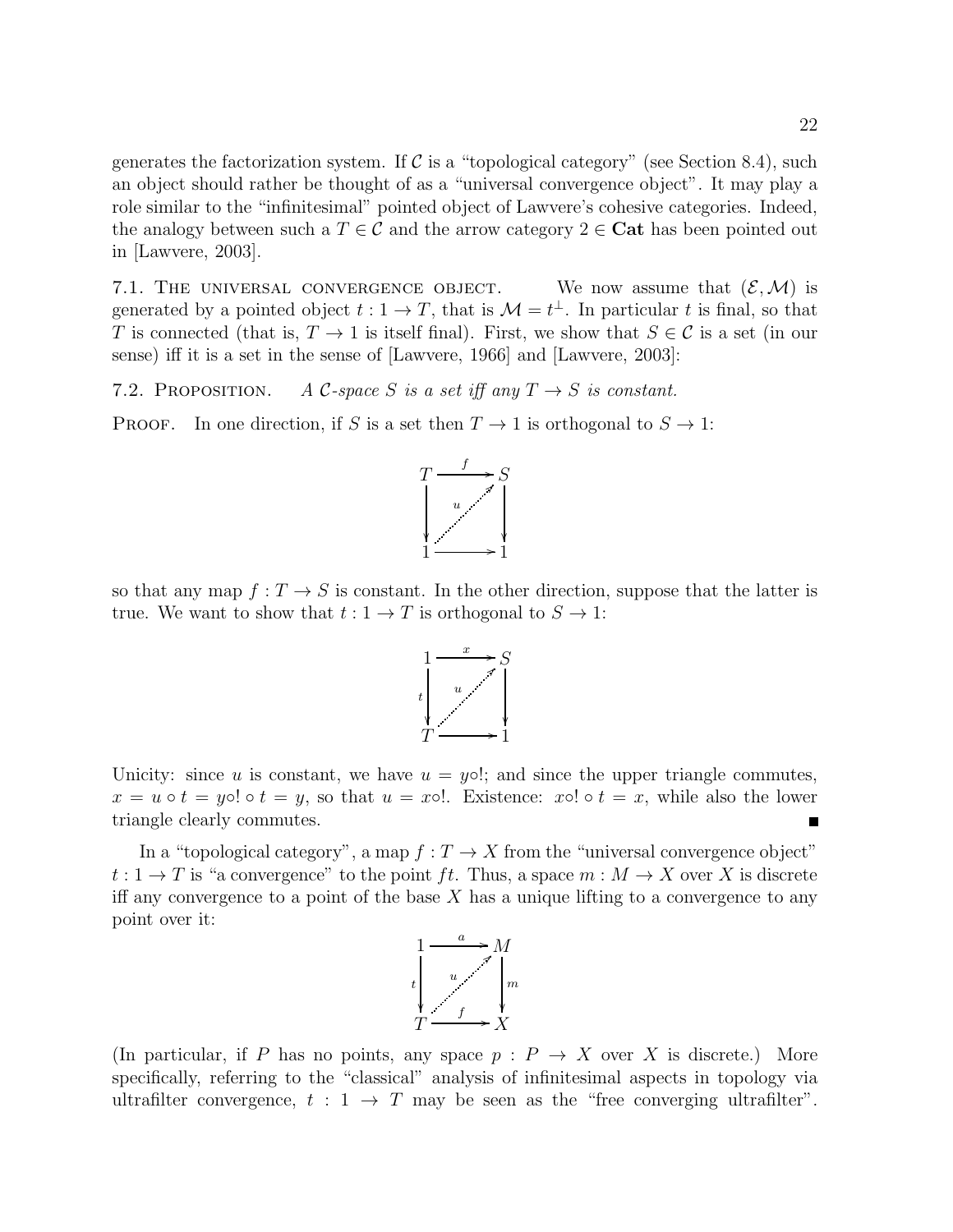generates the factorization system. If $\mathcal{C}$ is a "topological category" (see Section 8.4), such an object should rather be thought of as a "universal convergence object". It may play a role similar to the "infinitesimal" pointed object of Lawvere's cohesive categories. Indeed, the analogy between such a $T \in \mathcal{C}$ and the arrow category $2 \in \mathbf{Cat}$ has been pointed out in [Lawvere, 2003].

7.1. The universal convergence object. We now assume that $(\mathcal{E}, \mathcal{M})$ is generated by a pointed object $t : 1 \to T$, that is $\mathcal{M} = t^{\perp}$. In particular $t$ is final, so that $T$ is connected (that is, $T \to 1$ is itself final). First, we show that $S \in \mathcal{C}$ is a set (in our sense) iff it is a set in the sense of [Lawvere, 1966] and [Lawvere, 2003]:

7.2. Proposition. *A $\mathcal{C}$-space $S$ is a set iff any $T \to S$ is constant.*

Proof. In one direction, if $S$ is a set then $T \to 1$ is orthogonal to $S \to 1$:

$$\begin{array}{ccc} T & \xrightarrow{f} & S \\ \downarrow & \overset{u}{\nearrow} & \downarrow \\ 1 & \longrightarrow & 1 \end{array}$$

so that any map $f : T \to S$ is constant. In the other direction, suppose that the latter is true. We want to show that $t : 1 \to T$ is orthogonal to $S \to 1$:

$$\begin{array}{ccc} 1 & \xrightarrow{x} & S \\ {\scriptstyle t}\downarrow & \overset{u}{\nearrow} & \downarrow \\ T & \longrightarrow & 1 \end{array}$$

Unicity: since $u$ is constant, we have $u = y\circ!$; and since the upper triangle commutes, $x = u \circ t = y\circ! \circ t = y$, so that $u = x\circ!$. Existence: $x\circ! \circ t = x$, while also the lower triangle clearly commutes. ∎

In a "topological category", a map $f : T \to X$ from the "universal convergence object" $t : 1 \to T$ is "a convergence" to the point $ft$. Thus, a space $m : M \to X$ over $X$ is discrete iff any convergence to a point of the base $X$ has a unique lifting to a convergence to any point over it:

$$\begin{array}{ccc} 1 & \xrightarrow{a} & M \\ {\scriptstyle t}\downarrow & \overset{u}{\nearrow} & \downarrow{\scriptstyle m} \\ T & \xrightarrow{f} & X \end{array}$$

(In particular, if $P$ has no points, any space $p : P \to X$ over $X$ is discrete.) More specifically, referring to the "classical" analysis of infinitesimal aspects in topology via ultrafilter convergence, $t : 1 \to T$ may be seen as the "free converging ultrafilter".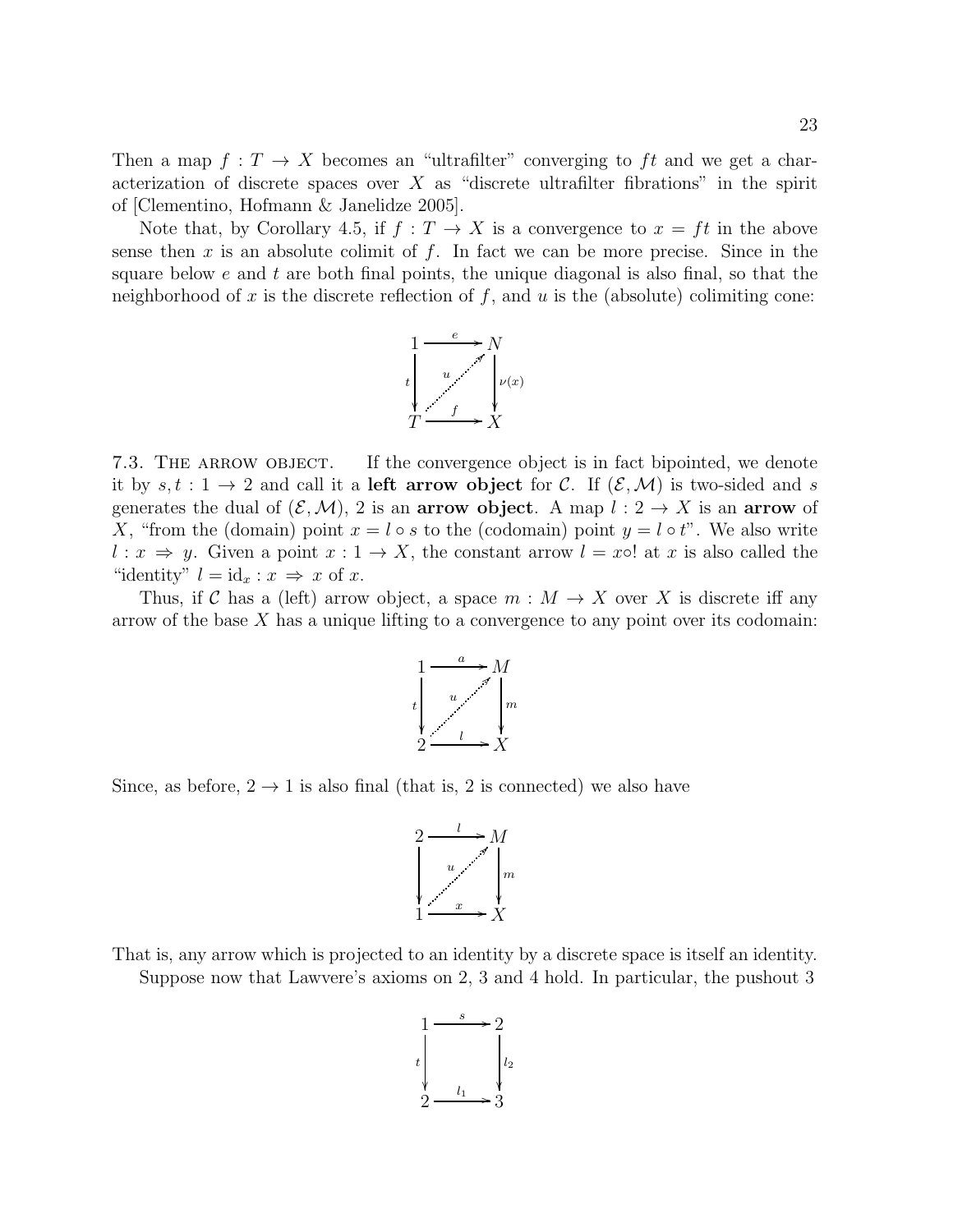Then a map $f : T \to X$ becomes an "ultrafilter" converging to $ft$ and we get a characterization of discrete spaces over $X$ as "discrete ultrafilter fibrations" in the spirit of [Clementino, Hofmann & Janelidze 2005].

Note that, by Corollary 4.5, if $f : T \to X$ is a convergence to $x = ft$ in the above sense then $x$ is an absolute colimit of $f$. In fact we can be more precise. Since in the square below $e$ and $t$ are both final points, the unique diagonal is also final, so that the neighborhood of $x$ is the discrete reflection of $f$, and $u$ is the (absolute) colimiting cone:

$$\begin{array}{ccc} 1 & \xrightarrow{e} & N \\ {\scriptstyle t}\downarrow & \overset{u}{\nearrow} & \downarrow{\scriptstyle \nu(x)} \\ T & \xrightarrow{f} & X \end{array}$$

7.3. The arrow object. If the convergence object is in fact bipointed, we denote it by $s, t : 1 \to 2$ and call it a **left arrow object** for $\mathcal{C}$. If $(\mathcal{E}, \mathcal{M})$ is two-sided and $s$ generates the dual of $(\mathcal{E}, \mathcal{M})$, 2 is an **arrow object**. A map $l : 2 \to X$ is an **arrow** of $X$, "from the (domain) point $x = l \circ s$ to the (codomain) point $y = l \circ t$". We also write $l : x \Rightarrow y$. Given a point $x : 1 \to X$, the constant arrow $l = x\circ!$ at $x$ is also called the "identity" $l = \mathrm{id}_x : x \Rightarrow x$ of $x$.

Thus, if $\mathcal{C}$ has a (left) arrow object, a space $m : M \to X$ over $X$ is discrete iff any arrow of the base $X$ has a unique lifting to a convergence to any point over its codomain:

$$\begin{array}{ccc} 1 & \xrightarrow{a} & M \\ {\scriptstyle t}\downarrow & \overset{u}{\nearrow} & \downarrow{\scriptstyle m} \\ 2 & \xrightarrow{l} & X \end{array}$$

Since, as before, $2 \to 1$ is also final (that is, 2 is connected) we also have

$$\begin{array}{ccc} 2 & \xrightarrow{l} & M \\ \downarrow & \overset{u}{\nearrow} & \downarrow{\scriptstyle m} \\ 1 & \xrightarrow{x} & X \end{array}$$

That is, any arrow which is projected to an identity by a discrete space is itself an identity.

Suppose now that Lawvere's axioms on 2, 3 and 4 hold. In particular, the pushout 3

$$\begin{array}{ccc} 1 & \xrightarrow{s} & 2 \\ {\scriptstyle t}\downarrow & & \downarrow{\scriptstyle l_2} \\ 2 & \xrightarrow{l_1} & 3 \end{array}$$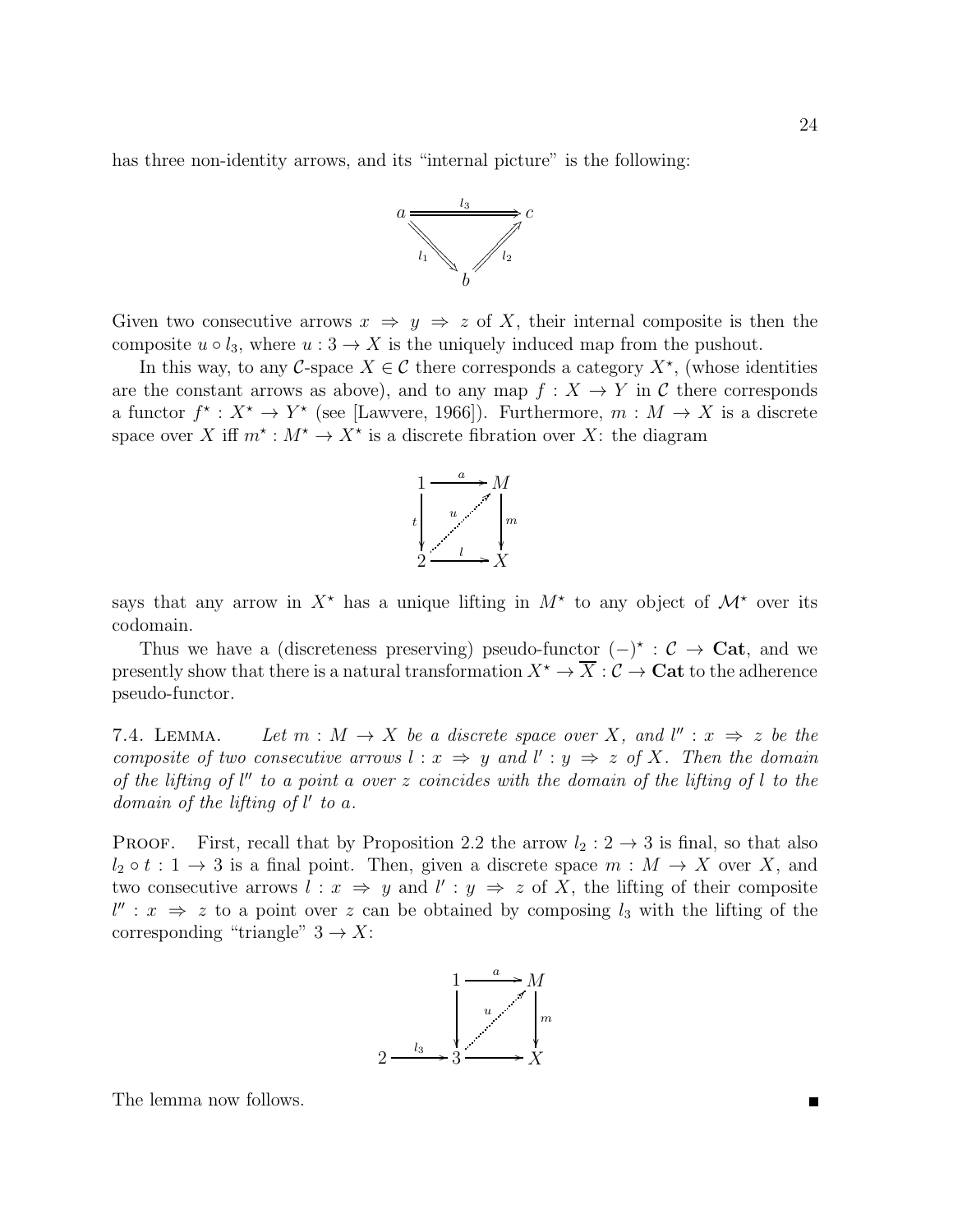has three non-identity arrows, and its "internal picture" is the following:

$$\begin{array}{ccc} a & \overset{l_3}{\Longrightarrow} & c \\ & {\scriptstyle l_1}\searrow \quad \nearrow{\scriptstyle l_2} & \\ & b & \end{array}$$

Given two consecutive arrows $x \Rightarrow y \Rightarrow z$ of $X$, their internal composite is then the composite $u \circ l_3$, where $u : 3 \to X$ is the uniquely induced map from the pushout.

In this way, to any $\mathcal{C}$-space $X \in \mathcal{C}$ there corresponds a category $X^\star$, (whose identities are the constant arrows as above), and to any map $f : X \to Y$ in $\mathcal{C}$ there corresponds a functor $f^\star : X^\star \to Y^\star$ (see [Lawvere, 1966]). Furthermore, $m : M \to X$ is a discrete space over $X$ iff $m^\star : M^\star \to X^\star$ is a discrete fibration over $X$: the diagram

$$\begin{array}{ccc} 1 & \xrightarrow{a} & M \\ {\scriptstyle t}\downarrow & \overset{u}{\nearrow} & \downarrow{\scriptstyle m} \\ 2 & \xrightarrow{l} & X \end{array}$$

says that any arrow in $X^\star$ has a unique lifting in $M^\star$ to any object of $\mathcal{M}^\star$ over its codomain.

Thus we have a (discreteness preserving) pseudo-functor $(-)^\star : \mathcal{C} \to \mathbf{Cat}$, and we presently show that there is a natural transformation $X^\star \to \overline{X} : \mathcal{C} \to \mathbf{Cat}$ to the adherence pseudo-functor.

7.4. Lemma. *Let $m : M \to X$ be a discrete space over $X$, and $l'' : x \Rightarrow z$ be the composite of two consecutive arrows $l : x \Rightarrow y$ and $l' : y \Rightarrow z$ of $X$. Then the domain of the lifting of $l''$ to a point $a$ over $z$ coincides with the domain of the lifting of $l$ to the domain of the lifting of $l'$ to $a$.*

Proof. First, recall that by Proposition 2.2 the arrow $l_2 : 2 \to 3$ is final, so that also $l_2 \circ t : 1 \to 3$ is a final point. Then, given a discrete space $m : M \to X$ over $X$, and two consecutive arrows $l : x \Rightarrow y$ and $l' : y \Rightarrow z$ of $X$, the lifting of their composite $l'' : x \Rightarrow z$ to a point over $z$ can be obtained by composing $l_3$ with the lifting of the corresponding "triangle" $3 \to X$:

$$\begin{array}{cccc} & 1 & \xrightarrow{a} & M \\ & \downarrow & \overset{u}{\nearrow} & \downarrow{\scriptstyle m} \\ 2 \xrightarrow{l_3} & 3 & \longrightarrow & X \end{array}$$

The lemma now follows. ∎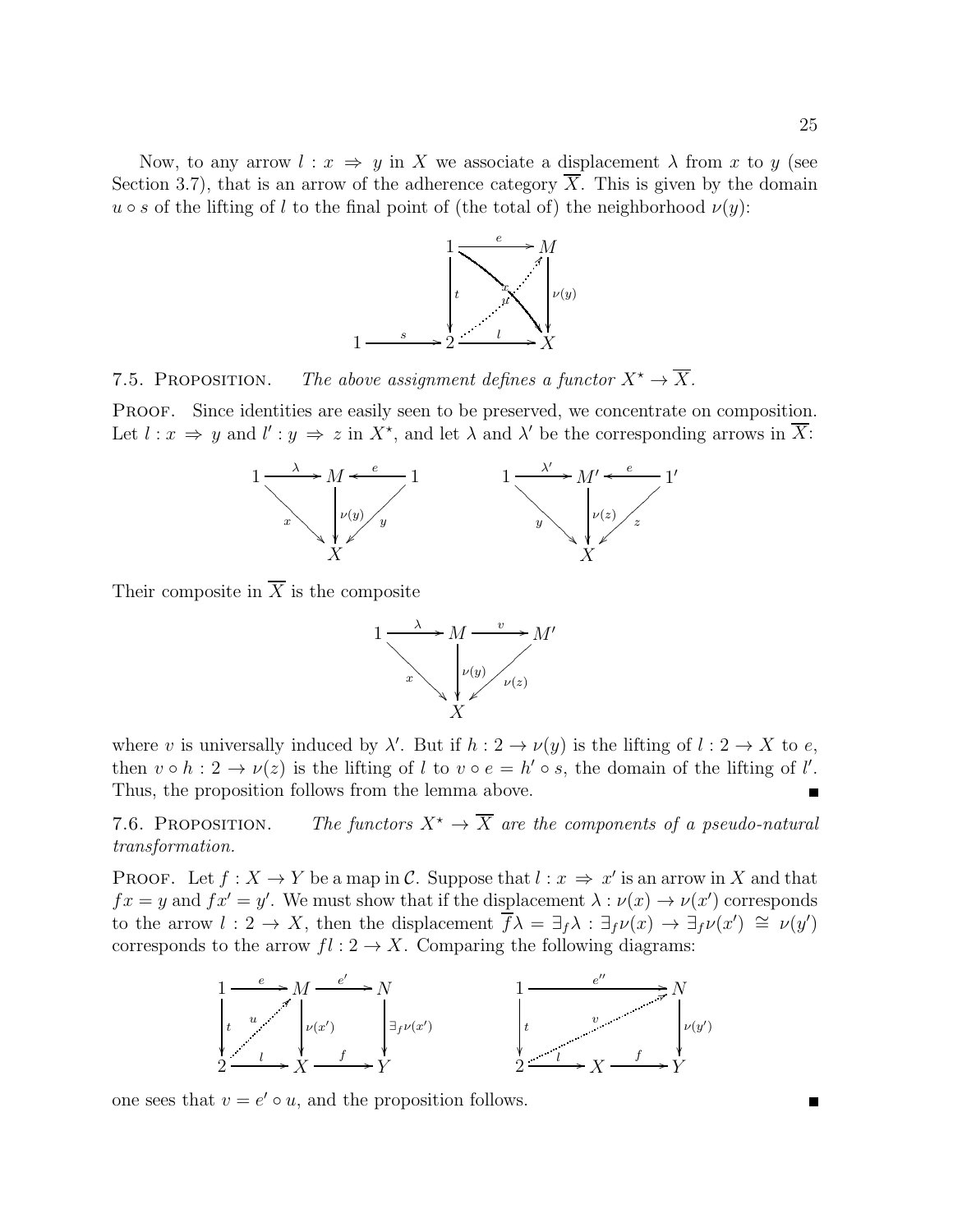Now, to any arrow $l : x \Rightarrow y$ in $X$ we associate a displacement $\lambda$ from $x$ to $y$ (see Section 3.7), that is an arrow of the adherence category $\overline{X}$. This is given by the domain $u \circ s$ of the lifting of $l$ to the final point of (the total of) the neighborhood $\nu(y)$:

$$\begin{array}{ccccc} & & 1 & \xrightarrow{e} & M \\ & & \downarrow t & \overset{u}{\nearrow} \; \searrow x & \downarrow \nu(y) \\ 1 & \xrightarrow{s} & 2 & \xrightarrow{l} & X \end{array}$$

7.5. Proposition. *The above assignment defines a functor $X^\star \to \overline{X}$.*

Proof. Since identities are easily seen to be preserved, we concentrate on composition. Let $l : x \Rightarrow y$ and $l' : y \Rightarrow z$ in $X^\star$, and let $\lambda$ and $\lambda'$ be the corresponding arrows in $\overline{X}$:

$$1 \xrightarrow{\lambda} M \xleftarrow{e} 1, \quad x : 1 \to X,\ \nu(y) : M \to X,\ y : 1 \to X \qquad\qquad 1 \xrightarrow{\lambda'} M' \xleftarrow{e} 1', \quad y : 1 \to X,\ \nu(z) : M' \to X,\ z : 1' \to X$$

Their composite in $\overline{X}$ is the composite

$$1 \xrightarrow{\lambda} M \xrightarrow{v} M', \quad x : 1 \to X,\ \nu(y) : M \to X,\ \nu(z) : M' \to X$$

where $v$ is universally induced by $\lambda'$. But if $h : 2 \to \nu(y)$ is the lifting of $l : 2 \to X$ to $e$, then $v \circ h : 2 \to \nu(z)$ is the lifting of $l$ to $v \circ e = h' \circ s$, the domain of the lifting of $l'$. Thus, the proposition follows from the lemma above. ∎

7.6. Proposition. *The functors $X^\star \to \overline{X}$ are the components of a pseudo-natural transformation.*

Proof. Let $f : X \to Y$ be a map in $\mathcal{C}$. Suppose that $l : x \Rightarrow x'$ is an arrow in $X$ and that $fx = y$ and $fx' = y'$. We must show that if the displacement $\lambda : \nu(x) \to \nu(x')$ corresponds to the arrow $l : 2 \to X$, then the displacement $\overline{f}\lambda = \exists_f \lambda : \exists_f \nu(x) \to \exists_f \nu(x') \cong \nu(y')$ corresponds to the arrow $fl : 2 \to X$. Comparing the following diagrams:

$$\begin{array}{ccccc} 1 & \xrightarrow{e} & M & \xrightarrow{e'} & N \\ \downarrow t & \overset{u}{\nearrow} & \downarrow \nu(x') & & \downarrow \exists_f \nu(x') \\ 2 & \xrightarrow{l} & X & \xrightarrow{f} & Y \end{array} \qquad\qquad \begin{array}{ccccc} 1 & & \xrightarrow{e''} & & N \\ \downarrow t & & \overset{v}{\nearrow} & & \downarrow \nu(y') \\ 2 & \xrightarrow{l} & X & \xrightarrow{f} & Y \end{array}$$

one sees that $v = e' \circ u$, and the proposition follows. ∎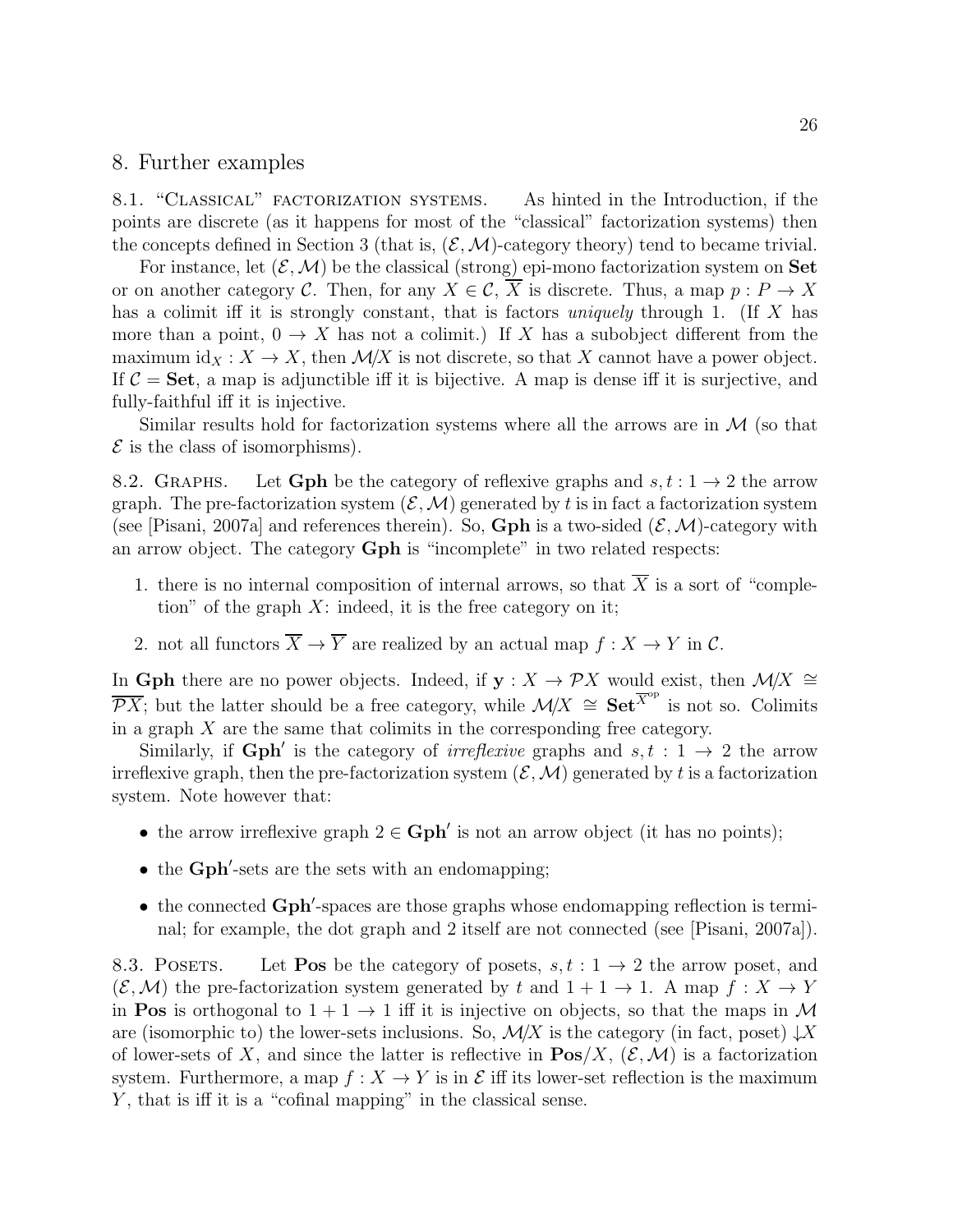## 8. Further examples

8.1. "Classical" factorization systems. As hinted in the Introduction, if the points are discrete (as it happens for most of the "classical" factorization systems) then the concepts defined in Section 3 (that is, $(\mathcal{E}, \mathcal{M})$-category theory) tend to became trivial.

For instance, let $(\mathcal{E}, \mathcal{M})$ be the classical (strong) epi-mono factorization system on **Set** or on another category $\mathcal{C}$. Then, for any $X \in \mathcal{C}$, $\overline{X}$ is discrete. Thus, a map $p : P \to X$ has a colimit iff it is strongly constant, that is factors *uniquely* through 1. (If $X$ has more than a point, $0 \to X$ has not a colimit.) If $X$ has a subobject different from the maximum $\mathrm{id}_X : X \to X$, then $\mathcal{M}/X$ is not discrete, so that $X$ cannot have a power object. If $\mathcal{C} = \mathbf{Set}$, a map is adjunctible iff it is bijective. A map is dense iff it is surjective, and fully-faithful iff it is injective.

Similar results hold for factorization systems where all the arrows are in $\mathcal{M}$ (so that $\mathcal{E}$ is the class of isomorphisms).

8.2. Graphs. Let **Gph** be the category of reflexive graphs and $s, t : 1 \to 2$ the arrow graph. The pre-factorization system $(\mathcal{E}, \mathcal{M})$ generated by $t$ is in fact a factorization system (see [Pisani, 2007a] and references therein). So, **Gph** is a two-sided $(\mathcal{E}, \mathcal{M})$-category with an arrow object. The category **Gph** is "incomplete" in two related respects:

1. there is no internal composition of internal arrows, so that $\overline{X}$ is a sort of "completion" of the graph $X$: indeed, it is the free category on it;
2. not all functors $\overline{X} \to \overline{Y}$ are realized by an actual map $f : X \to Y$ in $\mathcal{C}$.

In **Gph** there are no power objects. Indeed, if $\mathbf{y} : X \to \mathcal{P}X$ would exist, then $\mathcal{M}/X \cong \overline{\mathcal{P}X}$; but the latter should be a free category, while $\mathcal{M}/X \cong \mathbf{Set}^{\overline{X}^{\mathrm{op}}}$ is not so. Colimits in a graph $X$ are the same that colimits in the corresponding free category.

Similarly, if $\mathbf{Gph}'$ is the category of *irreflexive* graphs and $s, t : 1 \to 2$ the arrow irreflexive graph, then the pre-factorization system $(\mathcal{E}, \mathcal{M})$ generated by $t$ is a factorization system. Note however that:

- the arrow irreflexive graph $2 \in \mathbf{Gph}'$ is not an arrow object (it has no points);
- the $\mathbf{Gph}'$-sets are the sets with an endomapping;
- the connected $\mathbf{Gph}'$-spaces are those graphs whose endomapping reflection is terminal; for example, the dot graph and 2 itself are not connected (see [Pisani, 2007a]).

8.3. Posets. Let **Pos** be the category of posets, $s, t : 1 \to 2$ the arrow poset, and $(\mathcal{E}, \mathcal{M})$ the pre-factorization system generated by $t$ and $1 + 1 \to 1$. A map $f : X \to Y$ in **Pos** is orthogonal to $1 + 1 \to 1$ iff it is injective on objects, so that the maps in $\mathcal{M}$ are (isomorphic to) the lower-sets inclusions. So, $\mathcal{M}/X$ is the category (in fact, poset) $\downarrow X$ of lower-sets of $X$, and since the latter is reflective in $\mathbf{Pos}/X$, $(\mathcal{E}, \mathcal{M})$ is a factorization system. Furthermore, a map $f : X \to Y$ is in $\mathcal{E}$ iff its lower-set reflection is the maximum $Y$, that is iff it is a "cofinal mapping" in the classical sense.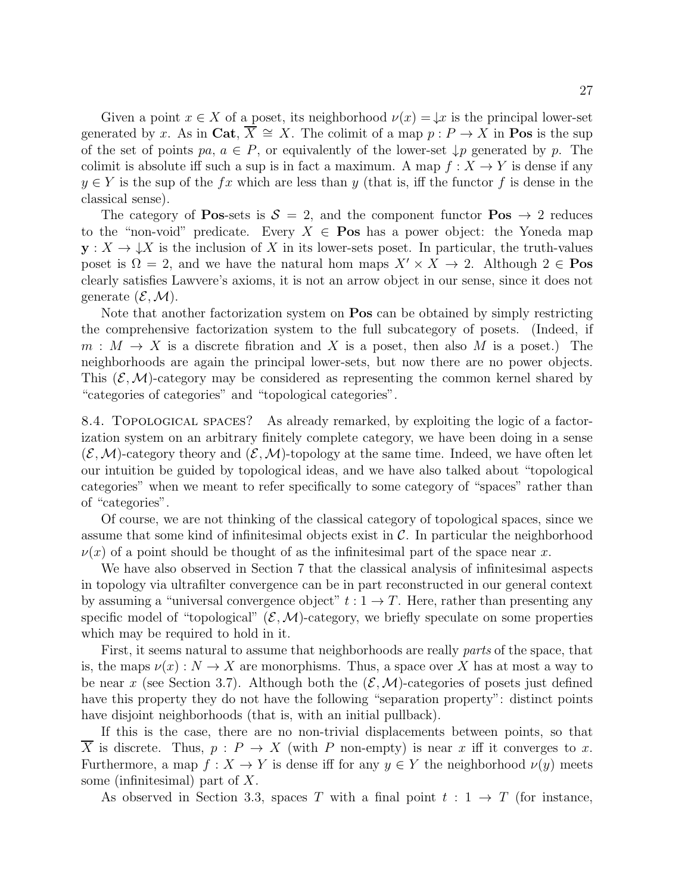Given a point $x \in X$ of a poset, its neighborhood $\nu(x) = \downarrow x$ is the principal lower-set generated by $x$. As in **Cat**, $\overline{X} \cong X$. The colimit of a map $p : P \to X$ in **Pos** is the sup of the set of points $pa$, $a \in P$, or equivalently of the lower-set $\downarrow p$ generated by $p$. The colimit is absolute iff such a sup is in fact a maximum. A map $f : X \to Y$ is dense if any $y \in Y$ is the sup of the $fx$ which are less than $y$ (that is, iff the functor $f$ is dense in the classical sense).

The category of **Pos**-sets is $\mathcal{S} = 2$, and the component functor $\mathbf{Pos} \to 2$ reduces to the "non-void" predicate. Every $X \in \mathbf{Pos}$ has a power object: the Yoneda map $\mathbf{y} : X \to \downarrow X$ is the inclusion of $X$ in its lower-sets poset. In particular, the truth-values poset is $\Omega = 2$, and we have the natural hom maps $X' \times X \to 2$. Although $2 \in \mathbf{Pos}$ clearly satisfies Lawvere's axioms, it is not an arrow object in our sense, since it does not generate $(\mathcal{E}, \mathcal{M})$.

Note that another factorization system on **Pos** can be obtained by simply restricting the comprehensive factorization system to the full subcategory of posets. (Indeed, if $m : M \to X$ is a discrete fibration and $X$ is a poset, then also $M$ is a poset.) The neighborhoods are again the principal lower-sets, but now there are no power objects. This $(\mathcal{E}, \mathcal{M})$-category may be considered as representing the common kernel shared by "categories of categories" and "topological categories".

8.4. Topological spaces? As already remarked, by exploiting the logic of a factorization system on an arbitrary finitely complete category, we have been doing in a sense $(\mathcal{E}, \mathcal{M})$-category theory and $(\mathcal{E}, \mathcal{M})$-topology at the same time. Indeed, we have often let our intuition be guided by topological ideas, and we have also talked about "topological categories" when we meant to refer specifically to some category of "spaces" rather than of "categories".

Of course, we are not thinking of the classical category of topological spaces, since we assume that some kind of infinitesimal objects exist in $\mathcal{C}$. In particular the neighborhood $\nu(x)$ of a point should be thought of as the infinitesimal part of the space near $x$.

We have also observed in Section 7 that the classical analysis of infinitesimal aspects in topology via ultrafilter convergence can be in part reconstructed in our general context by assuming a "universal convergence object" $t : 1 \to T$. Here, rather than presenting any specific model of "topological" $(\mathcal{E}, \mathcal{M})$-category, we briefly speculate on some properties which may be required to hold in it.

First, it seems natural to assume that neighborhoods are really *parts* of the space, that is, the maps $\nu(x) : N \to X$ are monorphisms. Thus, a space over $X$ has at most a way to be near $x$ (see Section 3.7). Although both the $(\mathcal{E}, \mathcal{M})$-categories of posets just defined have this property they do not have the following "separation property": distinct points have disjoint neighborhoods (that is, with an initial pullback).

If this is the case, there are no non-trivial displacements between points, so that $\overline{X}$ is discrete. Thus, $p : P \to X$ (with $P$ non-empty) is near $x$ iff it converges to $x$. Furthermore, a map $f : X \to Y$ is dense iff for any $y \in Y$ the neighborhood $\nu(y)$ meets some (infinitesimal) part of $X$.

As observed in Section 3.3, spaces $T$ with a final point $t : 1 \to T$ (for instance,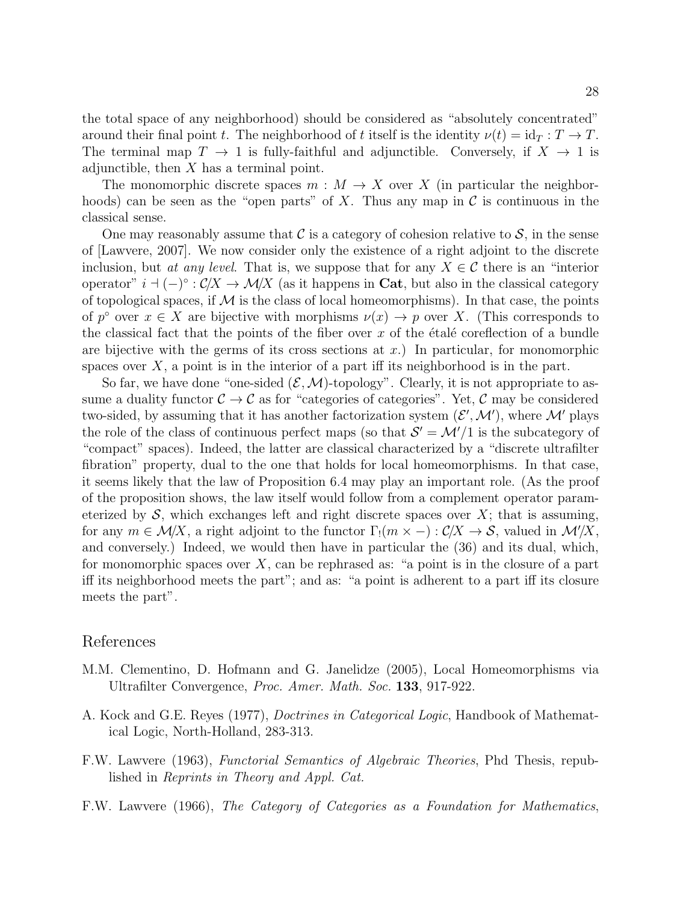the total space of any neighborhood) should be considered as "absolutely concentrated" around their final point $t$. The neighborhood of $t$ itself is the identity $\nu(t) = \mathrm{id}_T : T \to T$. The terminal map $T \to 1$ is fully-faithful and adjunctible. Conversely, if $X \to 1$ is adjunctible, then $X$ has a terminal point.

The monomorphic discrete spaces $m : M \to X$ over $X$ (in particular the neighborhoods) can be seen as the "open parts" of $X$. Thus any map in $\mathcal{C}$ is continuous in the classical sense.

One may reasonably assume that $\mathcal{C}$ is a category of cohesion relative to $\mathcal{S}$, in the sense of [Lawvere, 2007]. We now consider only the existence of a right adjoint to the discrete inclusion, but *at any level*. That is, we suppose that for any $X \in \mathcal{C}$ there is an "interior operator" $i \dashv (-)^\circ : \mathcal{C}/X \to \mathcal{M}/X$ (as it happens in **Cat**, but also in the classical category of topological spaces, if $\mathcal{M}$ is the class of local homeomorphisms). In that case, the points of $p^\circ$ over $x \in X$ are bijective with morphisms $\nu(x) \to p$ over $X$. (This corresponds to the classical fact that the points of the fiber over $x$ of the étalé coreflection of a bundle are bijective with the germs of its cross sections at $x$.) In particular, for monomorphic spaces over $X$, a point is in the interior of a part iff its neighborhood is in the part.

So far, we have done "one-sided $(\mathcal{E}, \mathcal{M})$-topology". Clearly, it is not appropriate to assume a duality functor $\mathcal{C} \to \mathcal{C}$ as for "categories of categories". Yet, $\mathcal{C}$ may be considered two-sided, by assuming that it has another factorization system $(\mathcal{E}', \mathcal{M}')$, where $\mathcal{M}'$ plays the role of the class of continuous perfect maps (so that $\mathcal{S}' = \mathcal{M}'/1$ is the subcategory of "compact" spaces). Indeed, the latter are classical characterized by a "discrete ultrafilter fibration" property, dual to the one that holds for local homeomorphisms. In that case, it seems likely that the law of Proposition 6.4 may play an important role. (As the proof of the proposition shows, the law itself would follow from a complement operator parameterized by $\mathcal{S}$, which exchanges left and right discrete spaces over $X$; that is assuming, for any $m \in \mathcal{M}/X$, a right adjoint to the functor $\Gamma_!(m \times -) : \mathcal{C}/X \to \mathcal{S}$, valued in $\mathcal{M}'/X$, and conversely.) Indeed, we would then have in particular the (36) and its dual, which, for monomorphic spaces over $X$, can be rephrased as: "a point is in the closure of a part iff its neighborhood meets the part"; and as: "a point is adherent to a part iff its closure meets the part".

# References

M.M. Clementino, D. Hofmann and G. Janelidze (2005), Local Homeomorphisms via Ultrafilter Convergence, *Proc. Amer. Math. Soc.* **133**, 917-922.

A. Kock and G.E. Reyes (1977), *Doctrines in Categorical Logic*, Handbook of Mathematical Logic, North-Holland, 283-313.

F.W. Lawvere (1963), *Functorial Semantics of Algebraic Theories*, Phd Thesis, republished in *Reprints in Theory and Appl. Cat.*

F.W. Lawvere (1966), *The Category of Categories as a Foundation for Mathematics*,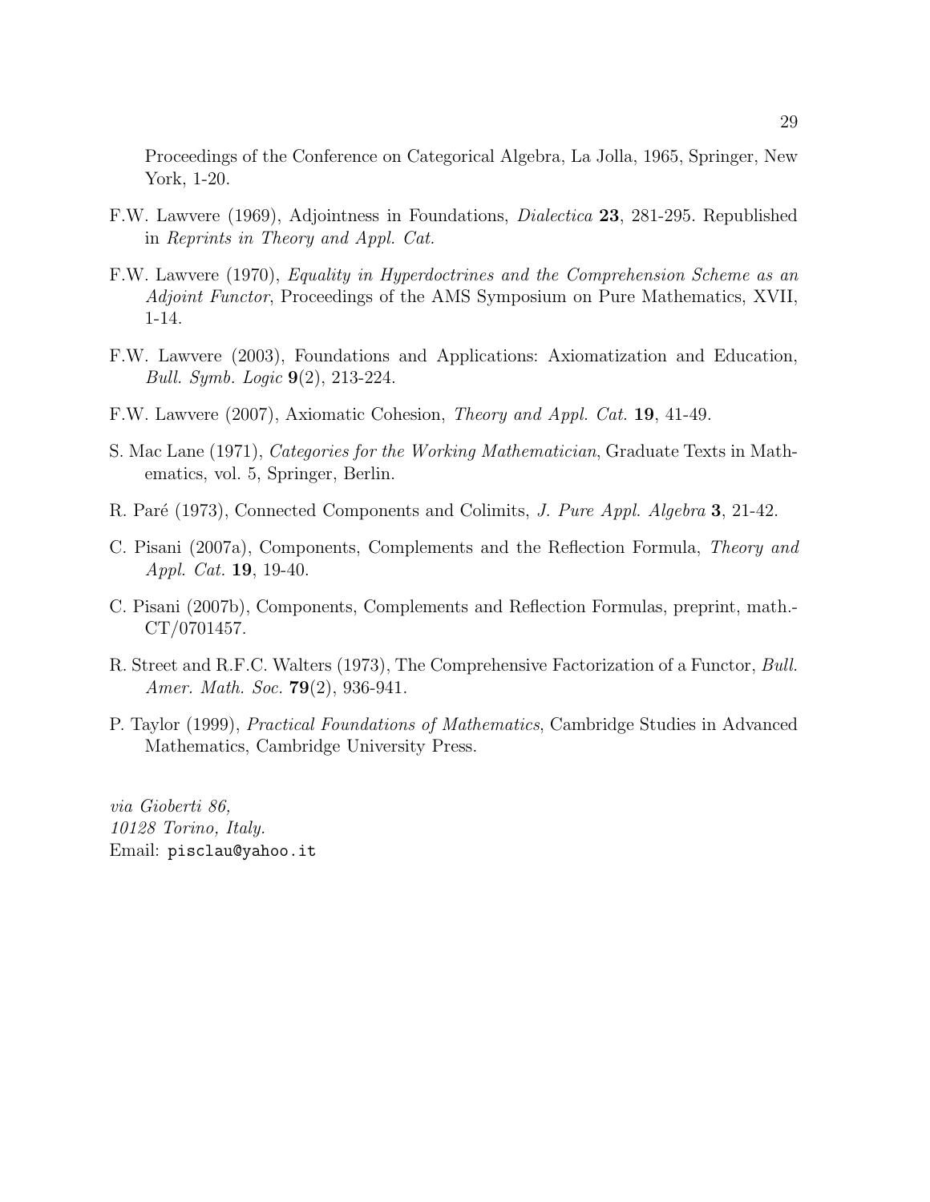Proceedings of the Conference on Categorical Algebra, La Jolla, 1965, Springer, New York, 1-20.

F.W. Lawvere (1969), Adjointness in Foundations, *Dialectica* **23**, 281-295. Republished in *Reprints in Theory and Appl. Cat.*

F.W. Lawvere (1970), *Equality in Hyperdoctrines and the Comprehension Scheme as an Adjoint Functor*, Proceedings of the AMS Symposium on Pure Mathematics, XVII, 1-14.

F.W. Lawvere (2003), Foundations and Applications: Axiomatization and Education, *Bull. Symb. Logic* **9**(2), 213-224.

F.W. Lawvere (2007), Axiomatic Cohesion, *Theory and Appl. Cat.* **19**, 41-49.

S. Mac Lane (1971), *Categories for the Working Mathematician*, Graduate Texts in Mathematics, vol. 5, Springer, Berlin.

R. Paré (1973), Connected Components and Colimits, *J. Pure Appl. Algebra* **3**, 21-42.

C. Pisani (2007a), Components, Complements and the Reflection Formula, *Theory and Appl. Cat.* **19**, 19-40.

C. Pisani (2007b), Components, Complements and Reflection Formulas, preprint, math.-CT/0701457.

R. Street and R.F.C. Walters (1973), The Comprehensive Factorization of a Functor, *Bull. Amer. Math. Soc.* **79**(2), 936-941.

P. Taylor (1999), *Practical Foundations of Mathematics*, Cambridge Studies in Advanced Mathematics, Cambridge University Press.

*via Gioberti 86,*
*10128 Torino, Italy.*
Email: `pisclau@yahoo.it`